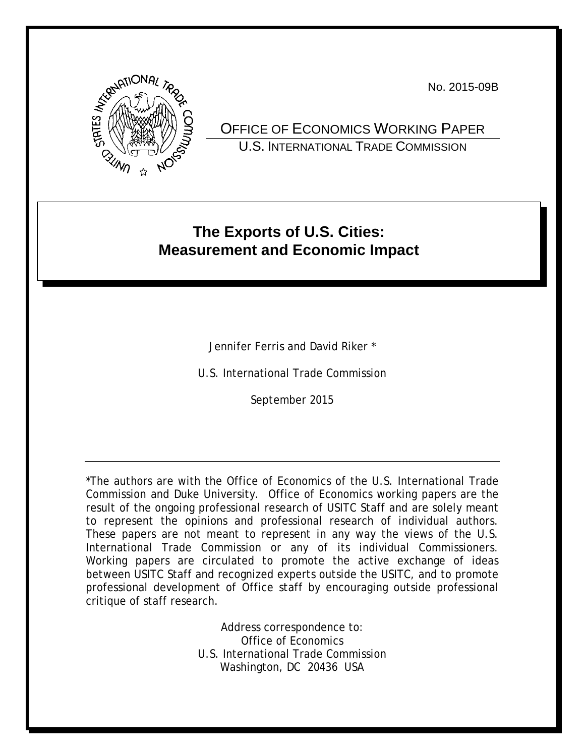No. 2015-09B

OFFICE OF ECONOMICS WORKING PAPER
U.S. INTERNATIONAL TRADE COMMISSION

# The Exports of U.S. Cities: Measurement and Economic Impact

Jennifer Ferris and David Riker *

U.S. International Trade Commission

September 2015

---

*The authors are with the Office of Economics of the U.S. International Trade Commission and Duke University. Office of Economics working papers are the result of the ongoing professional research of USITC Staff and are solely meant to represent the opinions and professional research of individual authors. These papers are not meant to represent in any way the views of the U.S. International Trade Commission or any of its individual Commissioners. Working papers are circulated to promote the active exchange of ideas between USITC Staff and recognized experts outside the USITC, and to promote professional development of Office staff by encouraging outside professional critique of staff research.

Address correspondence to:
Office of Economics
U.S. International Trade Commission
Washington, DC 20436 USA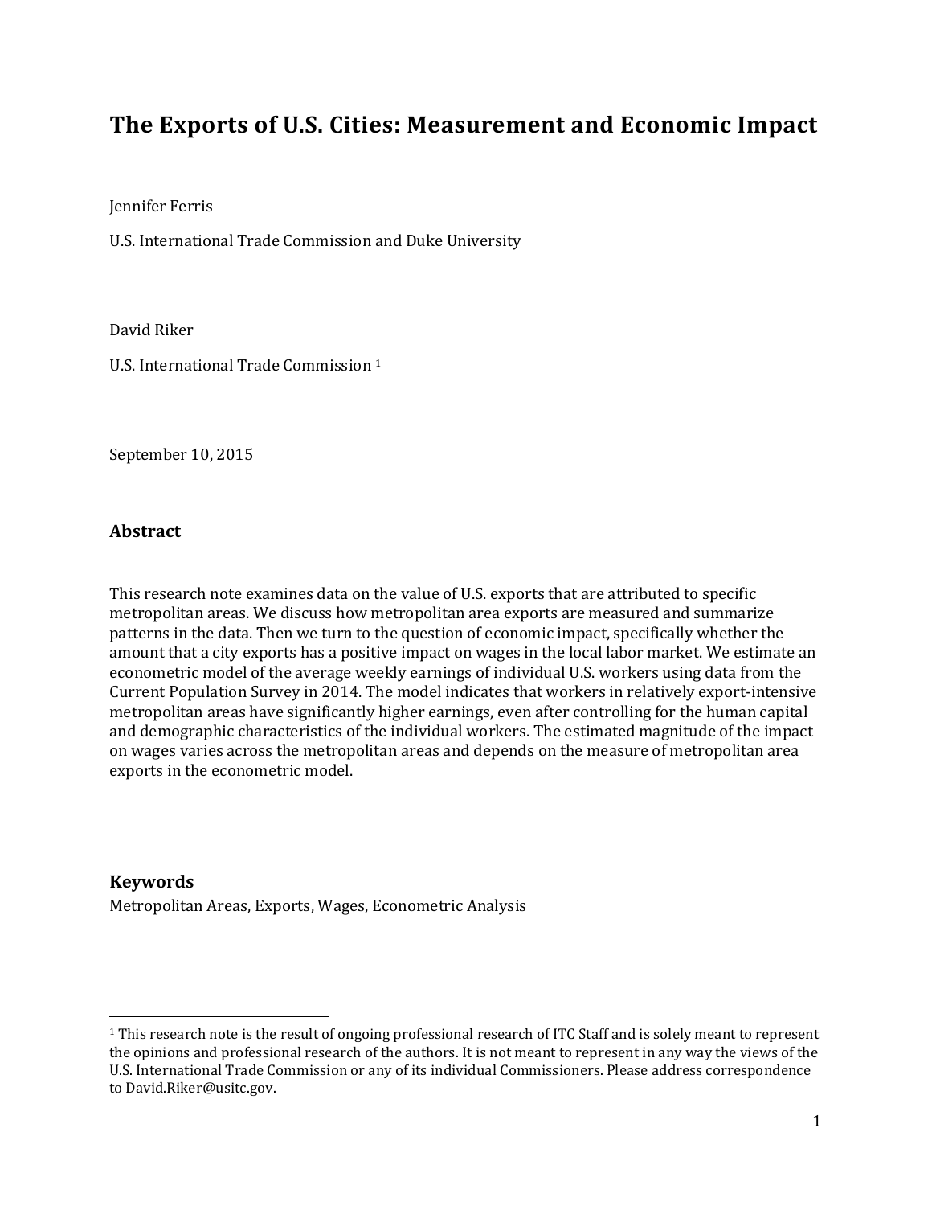# The Exports of U.S. Cities: Measurement and Economic Impact

Jennifer Ferris

U.S. International Trade Commission and Duke University

David Riker

U.S. International Trade Commission [1]

September 10, 2015

## Abstract

This research note examines data on the value of U.S. exports that are attributed to specific metropolitan areas. We discuss how metropolitan area exports are measured and summarize patterns in the data. Then we turn to the question of economic impact, specifically whether the amount that a city exports has a positive impact on wages in the local labor market. We estimate an econometric model of the average weekly earnings of individual U.S. workers using data from the Current Population Survey in 2014. The model indicates that workers in relatively export-intensive metropolitan areas have significantly higher earnings, even after controlling for the human capital and demographic characteristics of the individual workers. The estimated magnitude of the impact on wages varies across the metropolitan areas and depends on the measure of metropolitan area exports in the econometric model.

## Keywords

Metropolitan Areas, Exports, Wages, Econometric Analysis

[1] This research note is the result of ongoing professional research of ITC Staff and is solely meant to represent the opinions and professional research of the authors. It is not meant to represent in any way the views of the U.S. International Trade Commission or any of its individual Commissioners. Please address correspondence to David.Riker@usitc.gov.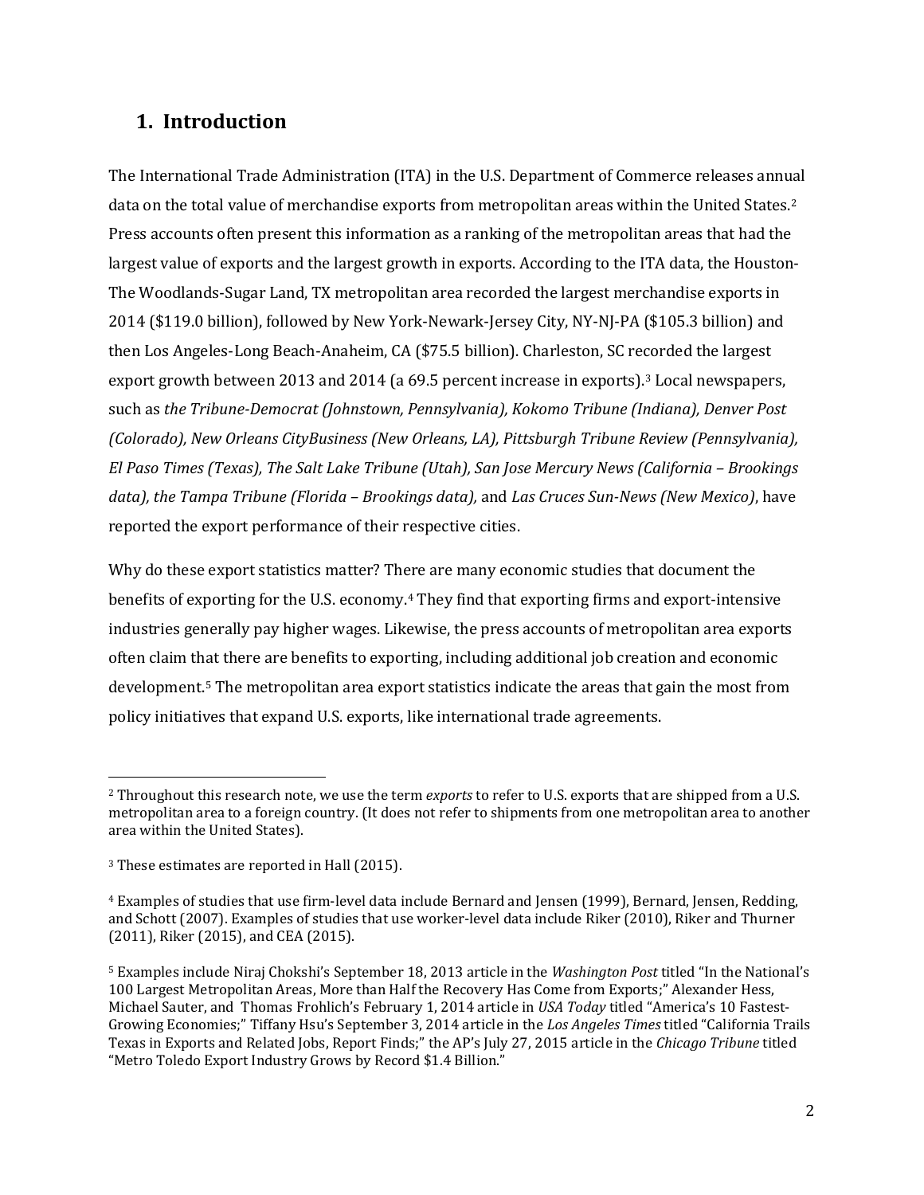## 1. Introduction

The International Trade Administration (ITA) in the U.S. Department of Commerce releases annual data on the total value of merchandise exports from metropolitan areas within the United States.[2] Press accounts often present this information as a ranking of the metropolitan areas that had the largest value of exports and the largest growth in exports. According to the ITA data, the Houston-The Woodlands-Sugar Land, TX metropolitan area recorded the largest merchandise exports in 2014 ($119.0 billion), followed by New York-Newark-Jersey City, NY-NJ-PA ($105.3 billion) and then Los Angeles-Long Beach-Anaheim, CA ($75.5 billion). Charleston, SC recorded the largest export growth between 2013 and 2014 (a 69.5 percent increase in exports).[3] Local newspapers, such as *the Tribune-Democrat (Johnstown, Pennsylvania), Kokomo Tribune (Indiana), Denver Post (Colorado), New Orleans CityBusiness (New Orleans, LA), Pittsburgh Tribune Review (Pennsylvania), El Paso Times (Texas), The Salt Lake Tribune (Utah), San Jose Mercury News (California – Brookings data), the Tampa Tribune (Florida – Brookings data),* and *Las Cruces Sun-News (New Mexico)*, have reported the export performance of their respective cities.

Why do these export statistics matter? There are many economic studies that document the benefits of exporting for the U.S. economy.[4] They find that exporting firms and export-intensive industries generally pay higher wages. Likewise, the press accounts of metropolitan area exports often claim that there are benefits to exporting, including additional job creation and economic development.[5] The metropolitan area export statistics indicate the areas that gain the most from policy initiatives that expand U.S. exports, like international trade agreements.

---

[2] Throughout this research note, we use the term *exports* to refer to U.S. exports that are shipped from a U.S. metropolitan area to a foreign country. (It does not refer to shipments from one metropolitan area to another area within the United States).

[3] These estimates are reported in Hall (2015).

[4] Examples of studies that use firm-level data include Bernard and Jensen (1999), Bernard, Jensen, Redding, and Schott (2007). Examples of studies that use worker-level data include Riker (2010), Riker and Thurner (2011), Riker (2015), and CEA (2015).

[5] Examples include Niraj Chokshi's September 18, 2013 article in the *Washington Post* titled "In the National's 100 Largest Metropolitan Areas, More than Half the Recovery Has Come from Exports;" Alexander Hess, Michael Sauter, and Thomas Frohlich's February 1, 2014 article in *USA Today* titled "America's 10 Fastest-Growing Economies;" Tiffany Hsu's September 3, 2014 article in the *Los Angeles Times* titled "California Trails Texas in Exports and Related Jobs, Report Finds;" the AP's July 27, 2015 article in the *Chicago Tribune* titled "Metro Toledo Export Industry Grows by Record $1.4 Billion."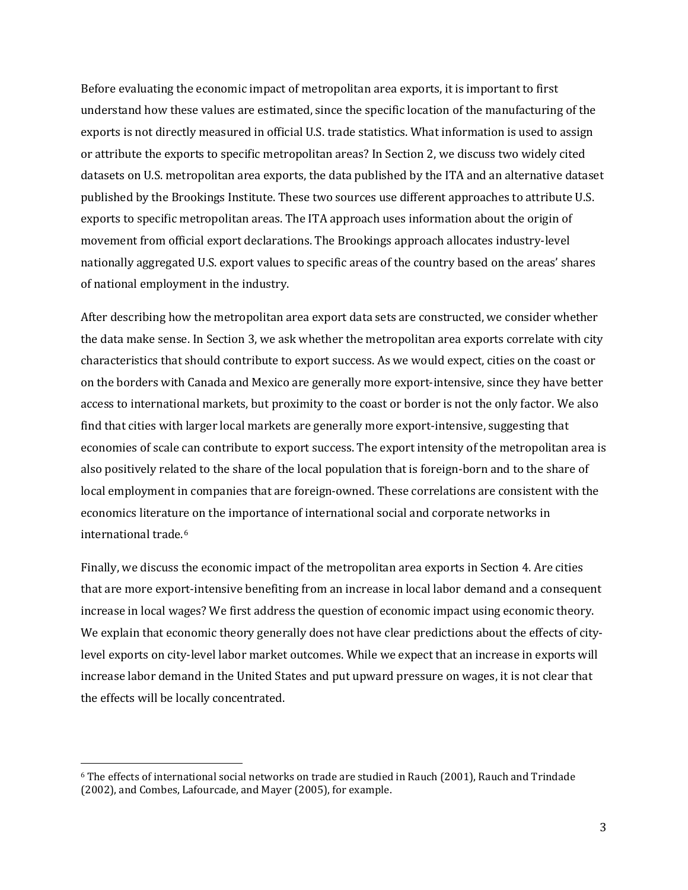Before evaluating the economic impact of metropolitan area exports, it is important to first understand how these values are estimated, since the specific location of the manufacturing of the exports is not directly measured in official U.S. trade statistics. What information is used to assign or attribute the exports to specific metropolitan areas? In Section 2, we discuss two widely cited datasets on U.S. metropolitan area exports, the data published by the ITA and an alternative dataset published by the Brookings Institute. These two sources use different approaches to attribute U.S. exports to specific metropolitan areas. The ITA approach uses information about the origin of movement from official export declarations. The Brookings approach allocates industry-level nationally aggregated U.S. export values to specific areas of the country based on the areas' shares of national employment in the industry.

After describing how the metropolitan area export data sets are constructed, we consider whether the data make sense. In Section 3, we ask whether the metropolitan area exports correlate with city characteristics that should contribute to export success. As we would expect, cities on the coast or on the borders with Canada and Mexico are generally more export-intensive, since they have better access to international markets, but proximity to the coast or border is not the only factor. We also find that cities with larger local markets are generally more export-intensive, suggesting that economies of scale can contribute to export success. The export intensity of the metropolitan area is also positively related to the share of the local population that is foreign-born and to the share of local employment in companies that are foreign-owned. These correlations are consistent with the economics literature on the importance of international social and corporate networks in international trade.[6]

Finally, we discuss the economic impact of the metropolitan area exports in Section 4. Are cities that are more export-intensive benefiting from an increase in local labor demand and a consequent increase in local wages? We first address the question of economic impact using economic theory. We explain that economic theory generally does not have clear predictions about the effects of city-level exports on city-level labor market outcomes. While we expect that an increase in exports will increase labor demand in the United States and put upward pressure on wages, it is not clear that the effects will be locally concentrated.

[6] The effects of international social networks on trade are studied in Rauch (2001), Rauch and Trindade (2002), and Combes, Lafourcade, and Mayer (2005), for example.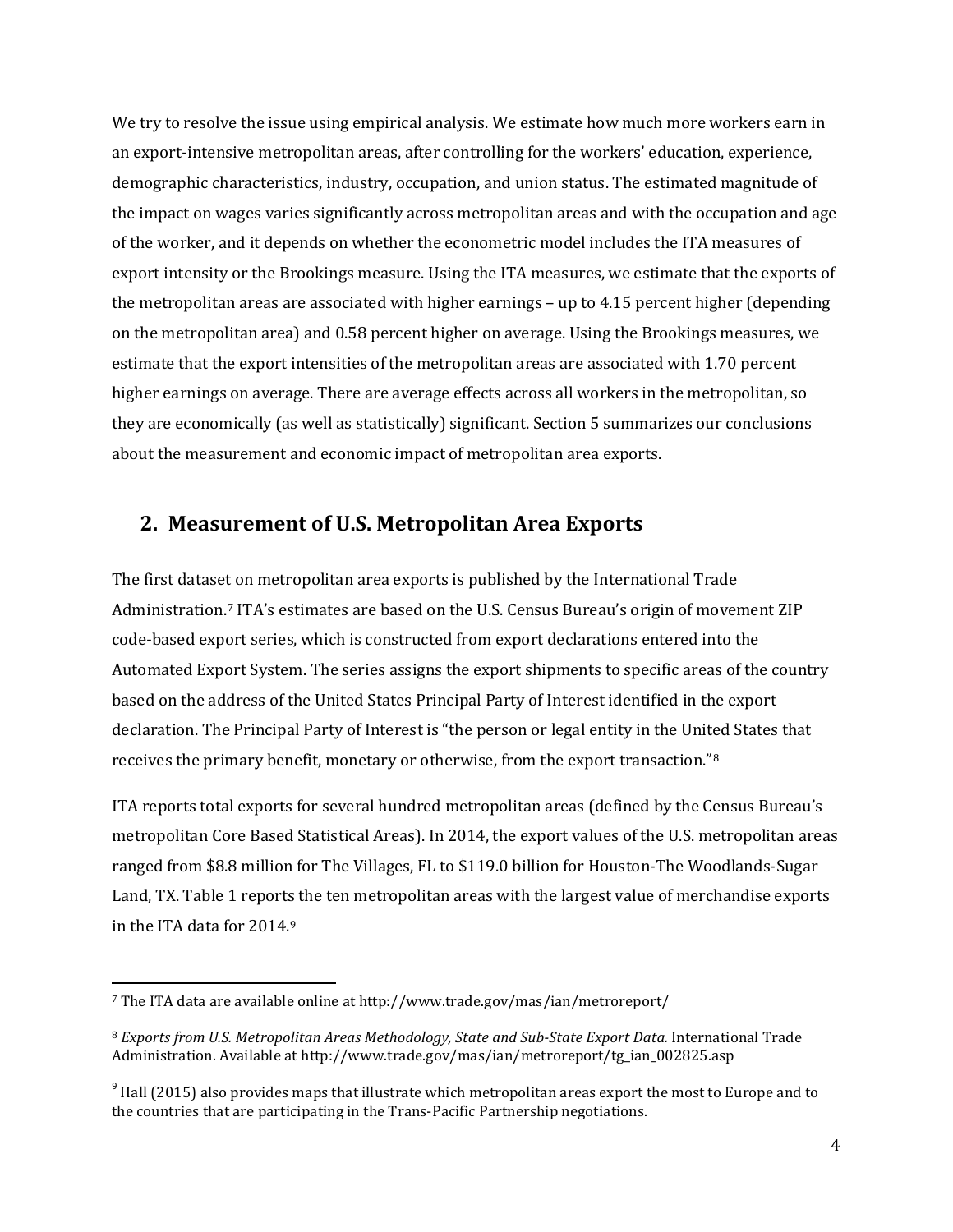We try to resolve the issue using empirical analysis. We estimate how much more workers earn in an export-intensive metropolitan areas, after controlling for the workers' education, experience, demographic characteristics, industry, occupation, and union status. The estimated magnitude of the impact on wages varies significantly across metropolitan areas and with the occupation and age of the worker, and it depends on whether the econometric model includes the ITA measures of export intensity or the Brookings measure. Using the ITA measures, we estimate that the exports of the metropolitan areas are associated with higher earnings – up to 4.15 percent higher (depending on the metropolitan area) and 0.58 percent higher on average. Using the Brookings measures, we estimate that the export intensities of the metropolitan areas are associated with 1.70 percent higher earnings on average. There are average effects across all workers in the metropolitan, so they are economically (as well as statistically) significant. Section 5 summarizes our conclusions about the measurement and economic impact of metropolitan area exports.

## 2. Measurement of U.S. Metropolitan Area Exports

The first dataset on metropolitan area exports is published by the International Trade Administration.[7] ITA's estimates are based on the U.S. Census Bureau's origin of movement ZIP code-based export series, which is constructed from export declarations entered into the Automated Export System. The series assigns the export shipments to specific areas of the country based on the address of the United States Principal Party of Interest identified in the export declaration. The Principal Party of Interest is "the person or legal entity in the United States that receives the primary benefit, monetary or otherwise, from the export transaction."[8]

ITA reports total exports for several hundred metropolitan areas (defined by the Census Bureau's metropolitan Core Based Statistical Areas). In 2014, the export values of the U.S. metropolitan areas ranged from $8.8 million for The Villages, FL to $119.0 billion for Houston-The Woodlands-Sugar Land, TX. Table 1 reports the ten metropolitan areas with the largest value of merchandise exports in the ITA data for 2014.[9]

---

[7] The ITA data are available online at http://www.trade.gov/mas/ian/metroreport/

[8] *Exports from U.S. Metropolitan Areas Methodology, State and Sub-State Export Data.* International Trade Administration. Available at http://www.trade.gov/mas/ian/metroreport/tg_ian_002825.asp

[9] Hall (2015) also provides maps that illustrate which metropolitan areas export the most to Europe and to the countries that are participating in the Trans-Pacific Partnership negotiations.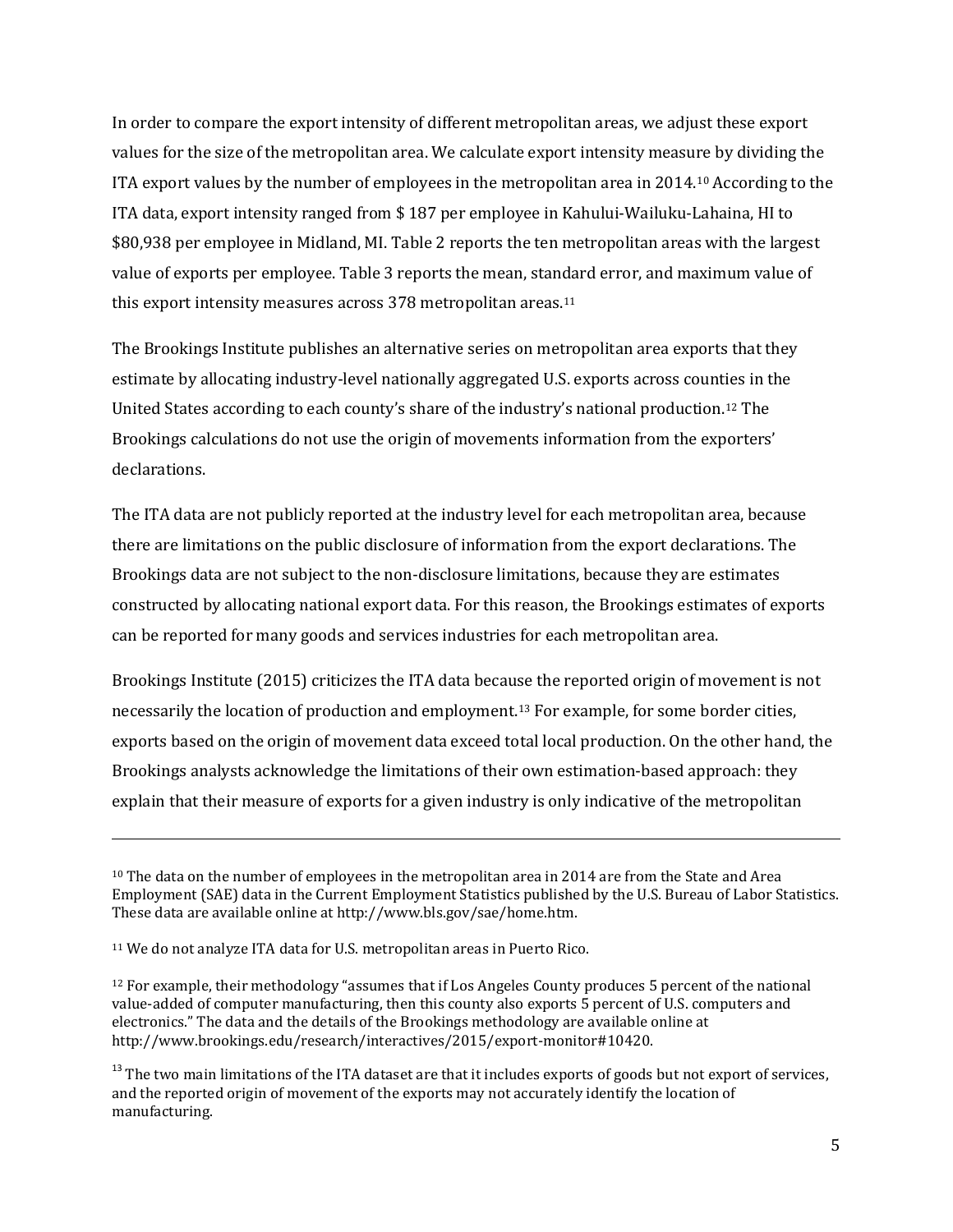In order to compare the export intensity of different metropolitan areas, we adjust these export values for the size of the metropolitan area. We calculate export intensity measure by dividing the ITA export values by the number of employees in the metropolitan area in 2014.[10] According to the ITA data, export intensity ranged from $ 187 per employee in Kahului-Wailuku-Lahaina, HI to $80,938 per employee in Midland, MI. Table 2 reports the ten metropolitan areas with the largest value of exports per employee. Table 3 reports the mean, standard error, and maximum value of this export intensity measures across 378 metropolitan areas.[11]

The Brookings Institute publishes an alternative series on metropolitan area exports that they estimate by allocating industry-level nationally aggregated U.S. exports across counties in the United States according to each county's share of the industry's national production.[12] The Brookings calculations do not use the origin of movements information from the exporters' declarations.

The ITA data are not publicly reported at the industry level for each metropolitan area, because there are limitations on the public disclosure of information from the export declarations. The Brookings data are not subject to the non-disclosure limitations, because they are estimates constructed by allocating national export data. For this reason, the Brookings estimates of exports can be reported for many goods and services industries for each metropolitan area.

Brookings Institute (2015) criticizes the ITA data because the reported origin of movement is not necessarily the location of production and employment.[13] For example, for some border cities, exports based on the origin of movement data exceed total local production. On the other hand, the Brookings analysts acknowledge the limitations of their own estimation-based approach: they explain that their measure of exports for a given industry is only indicative of the metropolitan

---

[10] The data on the number of employees in the metropolitan area in 2014 are from the State and Area Employment (SAE) data in the Current Employment Statistics published by the U.S. Bureau of Labor Statistics. These data are available online at http://www.bls.gov/sae/home.htm.

[11] We do not analyze ITA data for U.S. metropolitan areas in Puerto Rico.

[12] For example, their methodology "assumes that if Los Angeles County produces 5 percent of the national value-added of computer manufacturing, then this county also exports 5 percent of U.S. computers and electronics." The data and the details of the Brookings methodology are available online at http://www.brookings.edu/research/interactives/2015/export-monitor#10420.

[13] The two main limitations of the ITA dataset are that it includes exports of goods but not export of services, and the reported origin of movement of the exports may not accurately identify the location of manufacturing.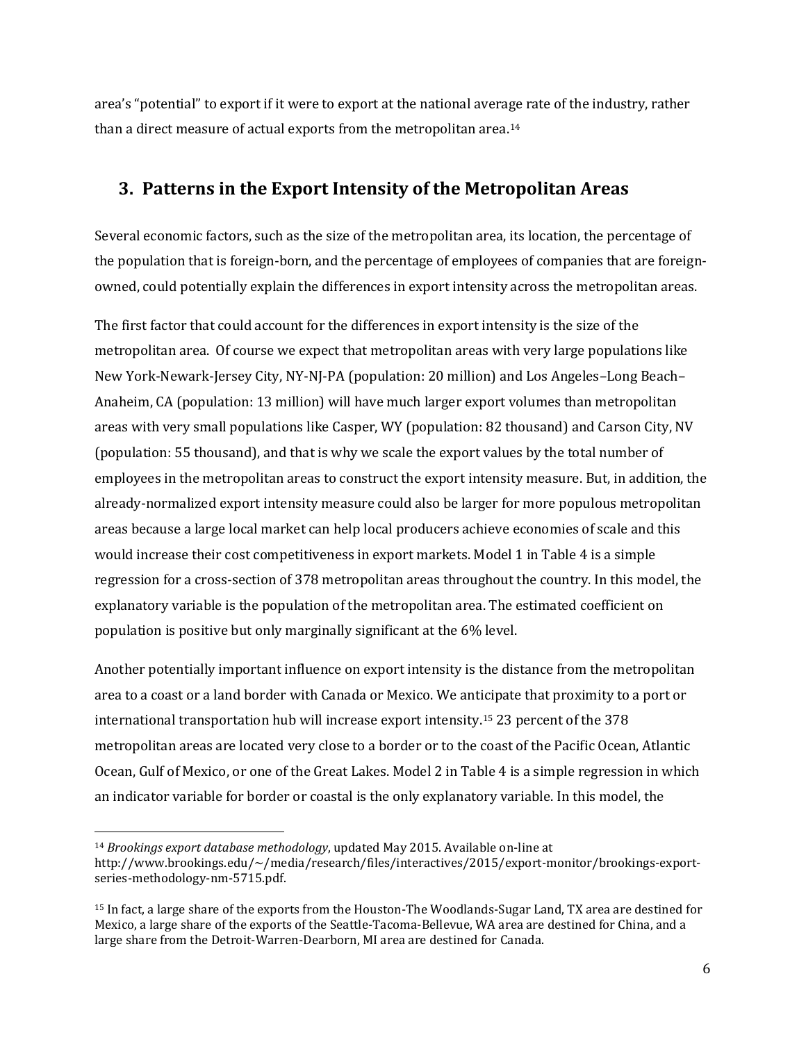area's "potential" to export if it were to export at the national average rate of the industry, rather than a direct measure of actual exports from the metropolitan area.[14]

## 3. Patterns in the Export Intensity of the Metropolitan Areas

Several economic factors, such as the size of the metropolitan area, its location, the percentage of the population that is foreign-born, and the percentage of employees of companies that are foreign-owned, could potentially explain the differences in export intensity across the metropolitan areas.

The first factor that could account for the differences in export intensity is the size of the metropolitan area. Of course we expect that metropolitan areas with very large populations like New York-Newark-Jersey City, NY-NJ-PA (population: 20 million) and Los Angeles–Long Beach–Anaheim, CA (population: 13 million) will have much larger export volumes than metropolitan areas with very small populations like Casper, WY (population: 82 thousand) and Carson City, NV (population: 55 thousand), and that is why we scale the export values by the total number of employees in the metropolitan areas to construct the export intensity measure. But, in addition, the already-normalized export intensity measure could also be larger for more populous metropolitan areas because a large local market can help local producers achieve economies of scale and this would increase their cost competitiveness in export markets. Model 1 in Table 4 is a simple regression for a cross-section of 378 metropolitan areas throughout the country. In this model, the explanatory variable is the population of the metropolitan area. The estimated coefficient on population is positive but only marginally significant at the 6% level.

Another potentially important influence on export intensity is the distance from the metropolitan area to a coast or a land border with Canada or Mexico. We anticipate that proximity to a port or international transportation hub will increase export intensity.[15] 23 percent of the 378 metropolitan areas are located very close to a border or to the coast of the Pacific Ocean, Atlantic Ocean, Gulf of Mexico, or one of the Great Lakes. Model 2 in Table 4 is a simple regression in which an indicator variable for border or coastal is the only explanatory variable. In this model, the

---

[14] *Brookings export database methodology*, updated May 2015. Available on-line at http://www.brookings.edu/~/media/research/files/interactives/2015/export-monitor/brookings-export-series-methodology-nm-5715.pdf.

[15] In fact, a large share of the exports from the Houston-The Woodlands-Sugar Land, TX area are destined for Mexico, a large share of the exports of the Seattle-Tacoma-Bellevue, WA area are destined for China, and a large share from the Detroit-Warren-Dearborn, MI area are destined for Canada.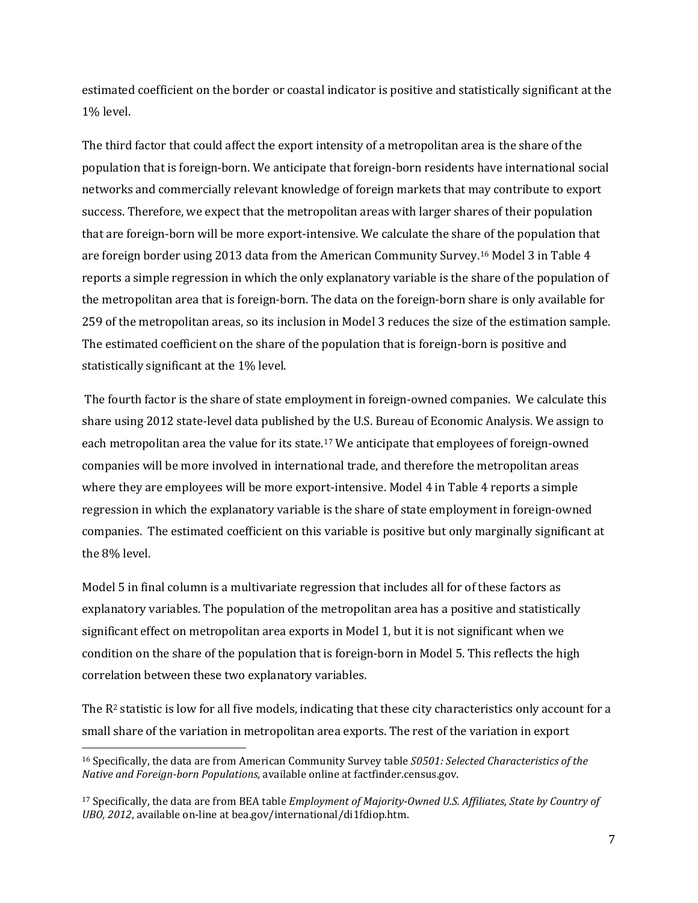estimated coefficient on the border or coastal indicator is positive and statistically significant at the 1% level.

The third factor that could affect the export intensity of a metropolitan area is the share of the population that is foreign-born. We anticipate that foreign-born residents have international social networks and commercially relevant knowledge of foreign markets that may contribute to export success. Therefore, we expect that the metropolitan areas with larger shares of their population that are foreign-born will be more export-intensive. We calculate the share of the population that are foreign border using 2013 data from the American Community Survey.[16] Model 3 in Table 4 reports a simple regression in which the only explanatory variable is the share of the population of the metropolitan area that is foreign-born. The data on the foreign-born share is only available for 259 of the metropolitan areas, so its inclusion in Model 3 reduces the size of the estimation sample. The estimated coefficient on the share of the population that is foreign-born is positive and statistically significant at the 1% level.

The fourth factor is the share of state employment in foreign-owned companies. We calculate this share using 2012 state-level data published by the U.S. Bureau of Economic Analysis. We assign to each metropolitan area the value for its state.[17] We anticipate that employees of foreign-owned companies will be more involved in international trade, and therefore the metropolitan areas where they are employees will be more export-intensive. Model 4 in Table 4 reports a simple regression in which the explanatory variable is the share of state employment in foreign-owned companies. The estimated coefficient on this variable is positive but only marginally significant at the 8% level.

Model 5 in final column is a multivariate regression that includes all for of these factors as explanatory variables. The population of the metropolitan area has a positive and statistically significant effect on metropolitan area exports in Model 1, but it is not significant when we condition on the share of the population that is foreign-born in Model 5. This reflects the high correlation between these two explanatory variables.

The $R^2$ statistic is low for all five models, indicating that these city characteristics only account for a small share of the variation in metropolitan area exports. The rest of the variation in export

[16] Specifically, the data are from American Community Survey table *S0501: Selected Characteristics of the Native and Foreign-born Populations*, available online at factfinder.census.gov.

[17] Specifically, the data are from BEA table *Employment of Majority-Owned U.S. Affiliates, State by Country of UBO, 2012*, available on-line at bea.gov/international/di1fdiop.htm.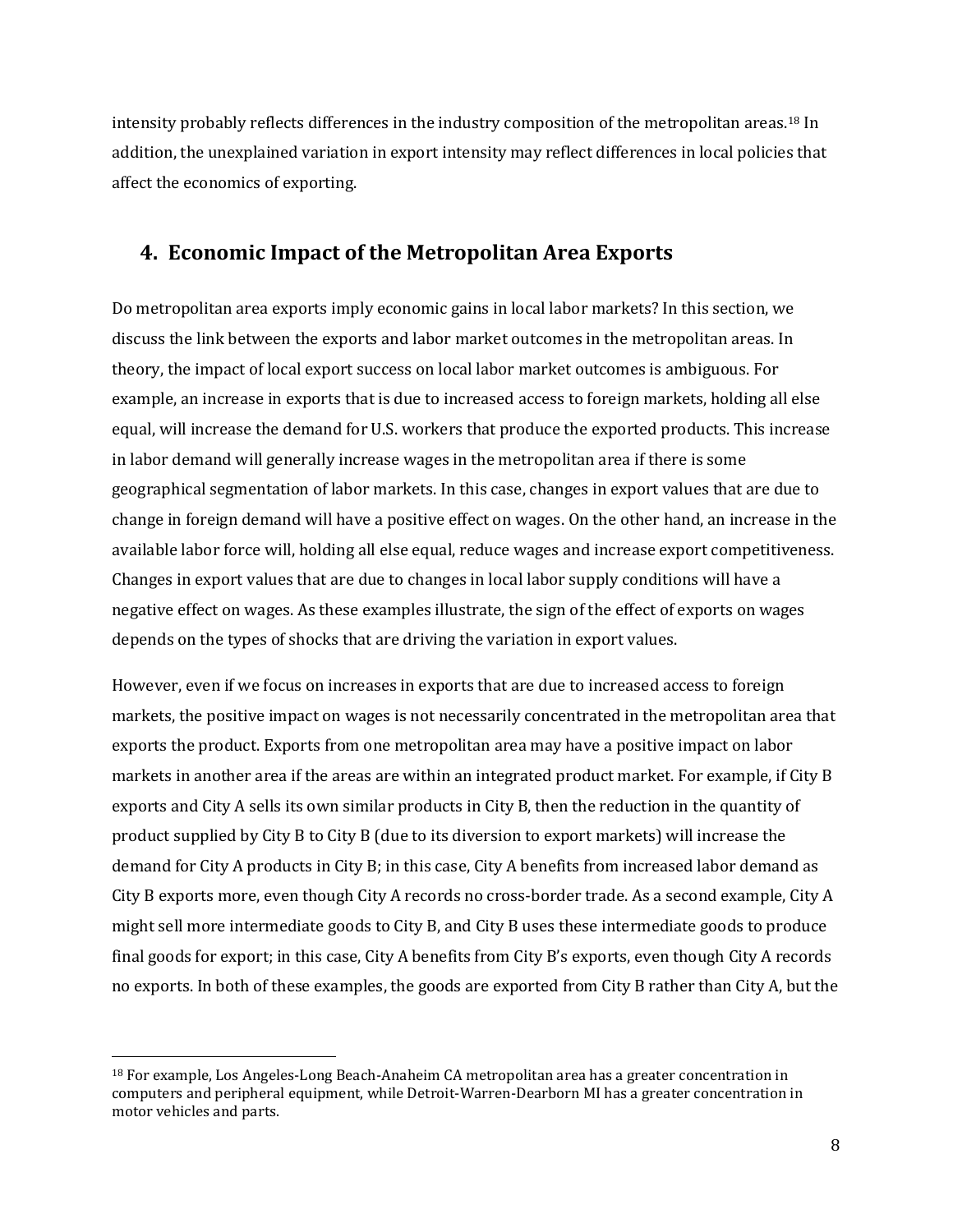intensity probably reflects differences in the industry composition of the metropolitan areas.[18] In addition, the unexplained variation in export intensity may reflect differences in local policies that affect the economics of exporting.

## 4. Economic Impact of the Metropolitan Area Exports

Do metropolitan area exports imply economic gains in local labor markets? In this section, we discuss the link between the exports and labor market outcomes in the metropolitan areas. In theory, the impact of local export success on local labor market outcomes is ambiguous. For example, an increase in exports that is due to increased access to foreign markets, holding all else equal, will increase the demand for U.S. workers that produce the exported products. This increase in labor demand will generally increase wages in the metropolitan area if there is some geographical segmentation of labor markets. In this case, changes in export values that are due to change in foreign demand will have a positive effect on wages. On the other hand, an increase in the available labor force will, holding all else equal, reduce wages and increase export competitiveness. Changes in export values that are due to changes in local labor supply conditions will have a negative effect on wages. As these examples illustrate, the sign of the effect of exports on wages depends on the types of shocks that are driving the variation in export values.

However, even if we focus on increases in exports that are due to increased access to foreign markets, the positive impact on wages is not necessarily concentrated in the metropolitan area that exports the product. Exports from one metropolitan area may have a positive impact on labor markets in another area if the areas are within an integrated product market. For example, if City B exports and City A sells its own similar products in City B, then the reduction in the quantity of product supplied by City B to City B (due to its diversion to export markets) will increase the demand for City A products in City B; in this case, City A benefits from increased labor demand as City B exports more, even though City A records no cross-border trade. As a second example, City A might sell more intermediate goods to City B, and City B uses these intermediate goods to produce final goods for export; in this case, City A benefits from City B's exports, even though City A records no exports. In both of these examples, the goods are exported from City B rather than City A, but the

[18] For example, Los Angeles-Long Beach-Anaheim CA metropolitan area has a greater concentration in computers and peripheral equipment, while Detroit-Warren-Dearborn MI has a greater concentration in motor vehicles and parts.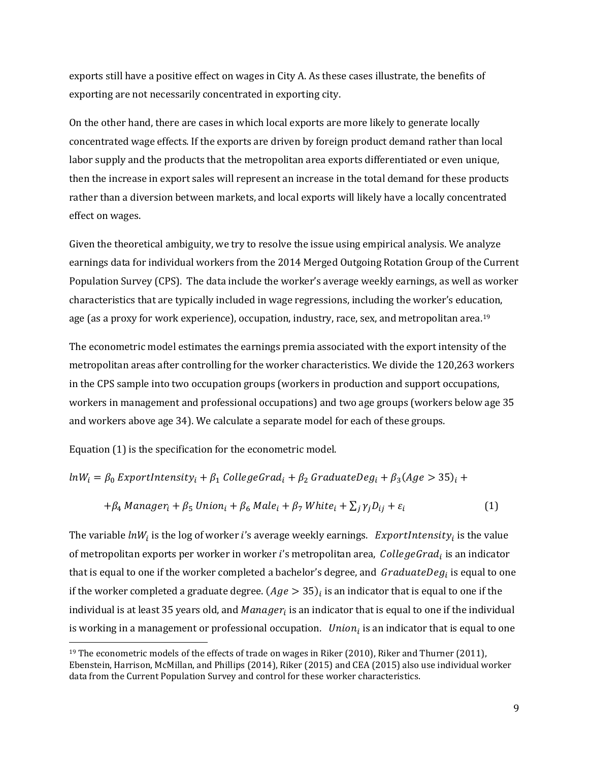exports still have a positive effect on wages in City A. As these cases illustrate, the benefits of exporting are not necessarily concentrated in exporting city.

On the other hand, there are cases in which local exports are more likely to generate locally concentrated wage effects. If the exports are driven by foreign product demand rather than local labor supply and the products that the metropolitan area exports differentiated or even unique, then the increase in export sales will represent an increase in the total demand for these products rather than a diversion between markets, and local exports will likely have a locally concentrated effect on wages.

Given the theoretical ambiguity, we try to resolve the issue using empirical analysis. We analyze earnings data for individual workers from the 2014 Merged Outgoing Rotation Group of the Current Population Survey (CPS). The data include the worker's average weekly earnings, as well as worker characteristics that are typically included in wage regressions, including the worker's education, age (as a proxy for work experience), occupation, industry, race, sex, and metropolitan area.[19]

The econometric model estimates the earnings premia associated with the export intensity of the metropolitan areas after controlling for the worker characteristics. We divide the 120,263 workers in the CPS sample into two occupation groups (workers in production and support occupations, workers in management and professional occupations) and two age groups (workers below age 35 and workers above age 34). We calculate a separate model for each of these groups.

Equation (1) is the specification for the econometric model.

$$lnW_i = \beta_0 \; ExportIntensity_i + \beta_1 \; CollegeGrad_i + \beta_2 \; GraduateDeg_i + \beta_3 (Age > 35)_i +$$

$$+ \beta_4 \; Manager_i + \beta_5 \; Union_i + \beta_6 \; Male_i + \beta_7 \; White_i + \sum_j \gamma_j D_{ij} + \varepsilon_i \qquad (1)$$

The variable $lnW_i$ is the log of worker $i$'s average weekly earnings. $ExportIntensity_i$ is the value of metropolitan exports per worker in worker $i$'s metropolitan area, $CollegeGrad_i$ is an indicator that is equal to one if the worker completed a bachelor's degree, and $GraduateDeg_i$ is equal to one if the worker completed a graduate degree. $(Age > 35)_i$ is an indicator that is equal to one if the individual is at least 35 years old, and $Manager_i$ is an indicator that is equal to one if the individual is working in a management or professional occupation. $Union_i$ is an indicator that is equal to one

[19] The econometric models of the effects of trade on wages in Riker (2010), Riker and Thurner (2011), Ebenstein, Harrison, McMillan, and Phillips (2014), Riker (2015) and CEA (2015) also use individual worker data from the Current Population Survey and control for these worker characteristics.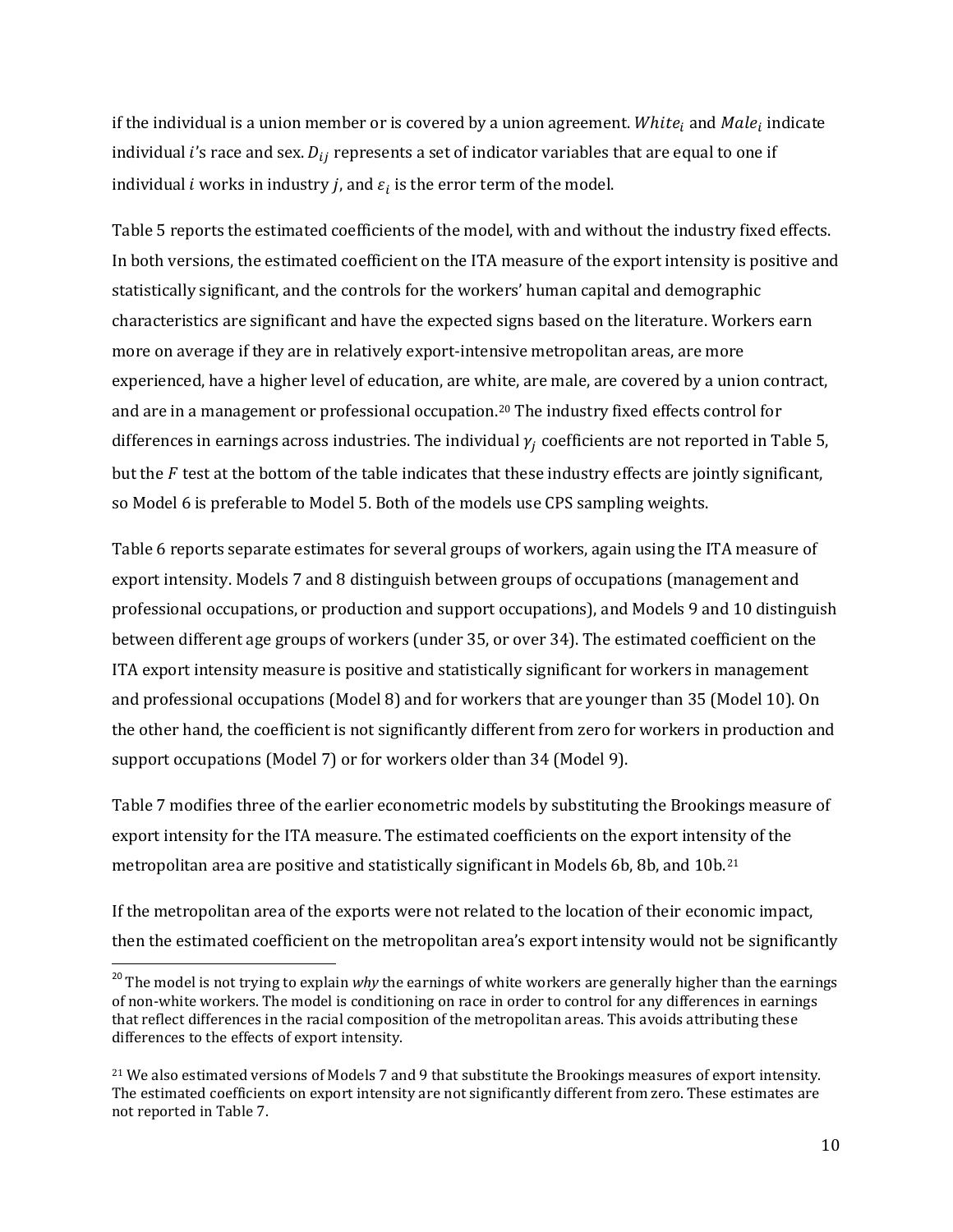if the individual is a union member or is covered by a union agreement. $White_i$ and $Male_i$ indicate individual $i$'s race and sex. $D_{ij}$ represents a set of indicator variables that are equal to one if individual $i$ works in industry $j$, and $\varepsilon_i$ is the error term of the model.

Table 5 reports the estimated coefficients of the model, with and without the industry fixed effects. In both versions, the estimated coefficient on the ITA measure of the export intensity is positive and statistically significant, and the controls for the workers' human capital and demographic characteristics are significant and have the expected signs based on the literature. Workers earn more on average if they are in relatively export-intensive metropolitan areas, are more experienced, have a higher level of education, are white, are male, are covered by a union contract, and are in a management or professional occupation.[20] The industry fixed effects control for differences in earnings across industries. The individual $\gamma_j$ coefficients are not reported in Table 5, but the $F$ test at the bottom of the table indicates that these industry effects are jointly significant, so Model 6 is preferable to Model 5. Both of the models use CPS sampling weights.

Table 6 reports separate estimates for several groups of workers, again using the ITA measure of export intensity. Models 7 and 8 distinguish between groups of occupations (management and professional occupations, or production and support occupations), and Models 9 and 10 distinguish between different age groups of workers (under 35, or over 34). The estimated coefficient on the ITA export intensity measure is positive and statistically significant for workers in management and professional occupations (Model 8) and for workers that are younger than 35 (Model 10). On the other hand, the coefficient is not significantly different from zero for workers in production and support occupations (Model 7) or for workers older than 34 (Model 9).

Table 7 modifies three of the earlier econometric models by substituting the Brookings measure of export intensity for the ITA measure. The estimated coefficients on the export intensity of the metropolitan area are positive and statistically significant in Models 6b, 8b, and 10b.[21]

If the metropolitan area of the exports were not related to the location of their economic impact, then the estimated coefficient on the metropolitan area's export intensity would not be significantly

[20] The model is not trying to explain *why* the earnings of white workers are generally higher than the earnings of non-white workers. The model is conditioning on race in order to control for any differences in earnings that reflect differences in the racial composition of the metropolitan areas. This avoids attributing these differences to the effects of export intensity.

[21] We also estimated versions of Models 7 and 9 that substitute the Brookings measures of export intensity. The estimated coefficients on export intensity are not significantly different from zero. These estimates are not reported in Table 7.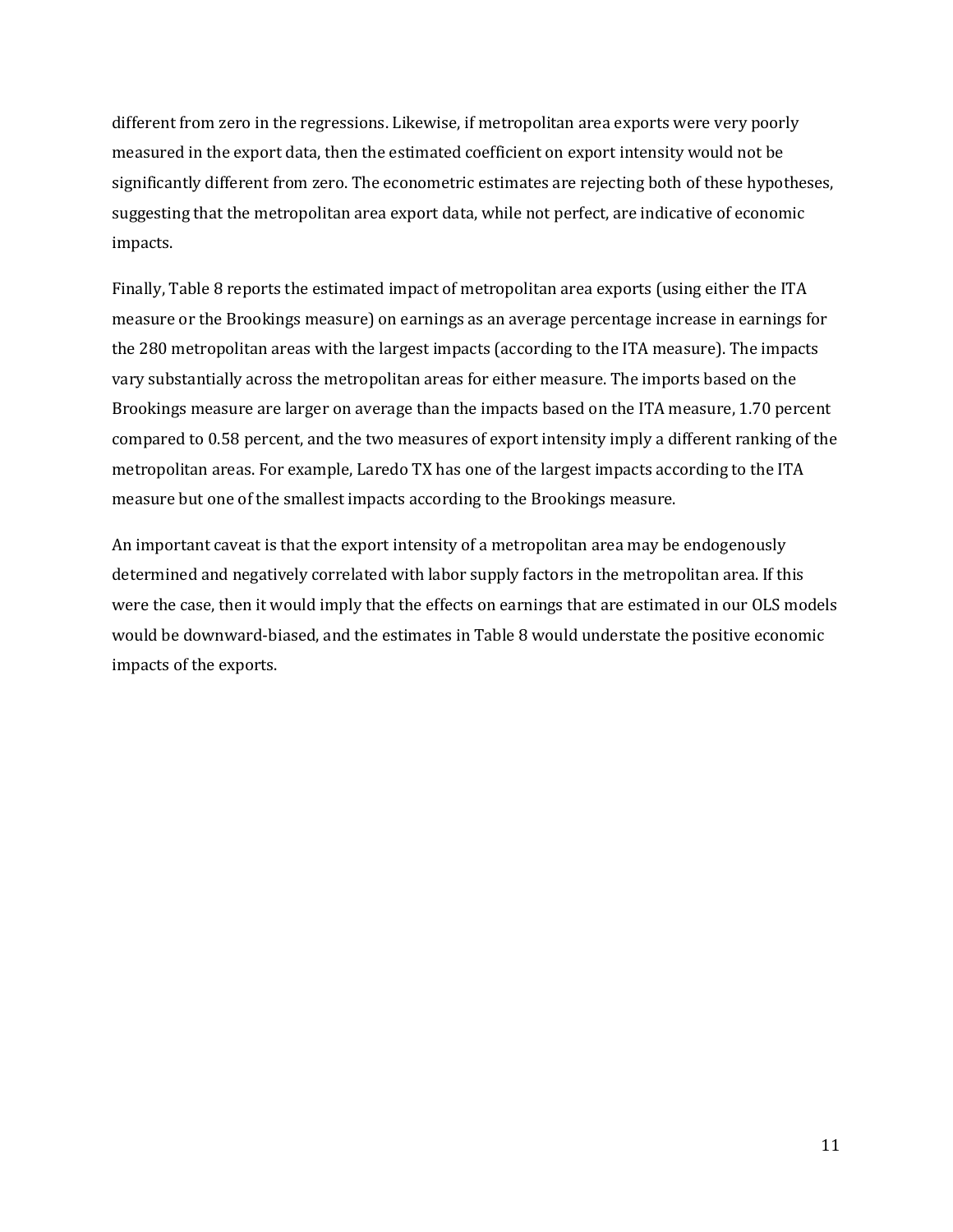different from zero in the regressions. Likewise, if metropolitan area exports were very poorly measured in the export data, then the estimated coefficient on export intensity would not be significantly different from zero. The econometric estimates are rejecting both of these hypotheses, suggesting that the metropolitan area export data, while not perfect, are indicative of economic impacts.

Finally, Table 8 reports the estimated impact of metropolitan area exports (using either the ITA measure or the Brookings measure) on earnings as an average percentage increase in earnings for the 280 metropolitan areas with the largest impacts (according to the ITA measure). The impacts vary substantially across the metropolitan areas for either measure. The imports based on the Brookings measure are larger on average than the impacts based on the ITA measure, 1.70 percent compared to 0.58 percent, and the two measures of export intensity imply a different ranking of the metropolitan areas. For example, Laredo TX has one of the largest impacts according to the ITA measure but one of the smallest impacts according to the Brookings measure.

An important caveat is that the export intensity of a metropolitan area may be endogenously determined and negatively correlated with labor supply factors in the metropolitan area. If this were the case, then it would imply that the effects on earnings that are estimated in our OLS models would be downward-biased, and the estimates in Table 8 would understate the positive economic impacts of the exports.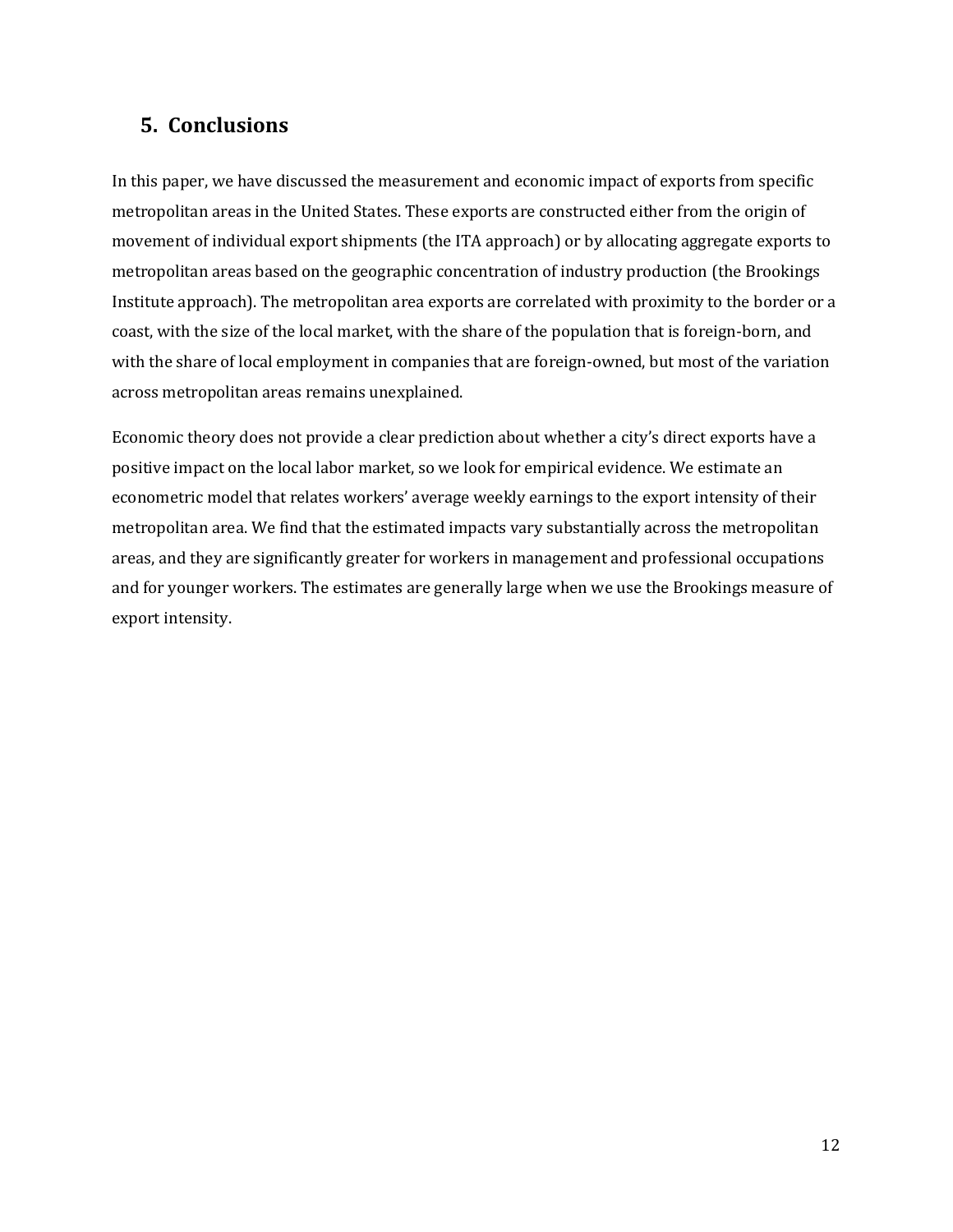## 5. Conclusions

In this paper, we have discussed the measurement and economic impact of exports from specific metropolitan areas in the United States. These exports are constructed either from the origin of movement of individual export shipments (the ITA approach) or by allocating aggregate exports to metropolitan areas based on the geographic concentration of industry production (the Brookings Institute approach). The metropolitan area exports are correlated with proximity to the border or a coast, with the size of the local market, with the share of the population that is foreign-born, and with the share of local employment in companies that are foreign-owned, but most of the variation across metropolitan areas remains unexplained.

Economic theory does not provide a clear prediction about whether a city's direct exports have a positive impact on the local labor market, so we look for empirical evidence. We estimate an econometric model that relates workers' average weekly earnings to the export intensity of their metropolitan area. We find that the estimated impacts vary substantially across the metropolitan areas, and they are significantly greater for workers in management and professional occupations and for younger workers. The estimates are generally large when we use the Brookings measure of export intensity.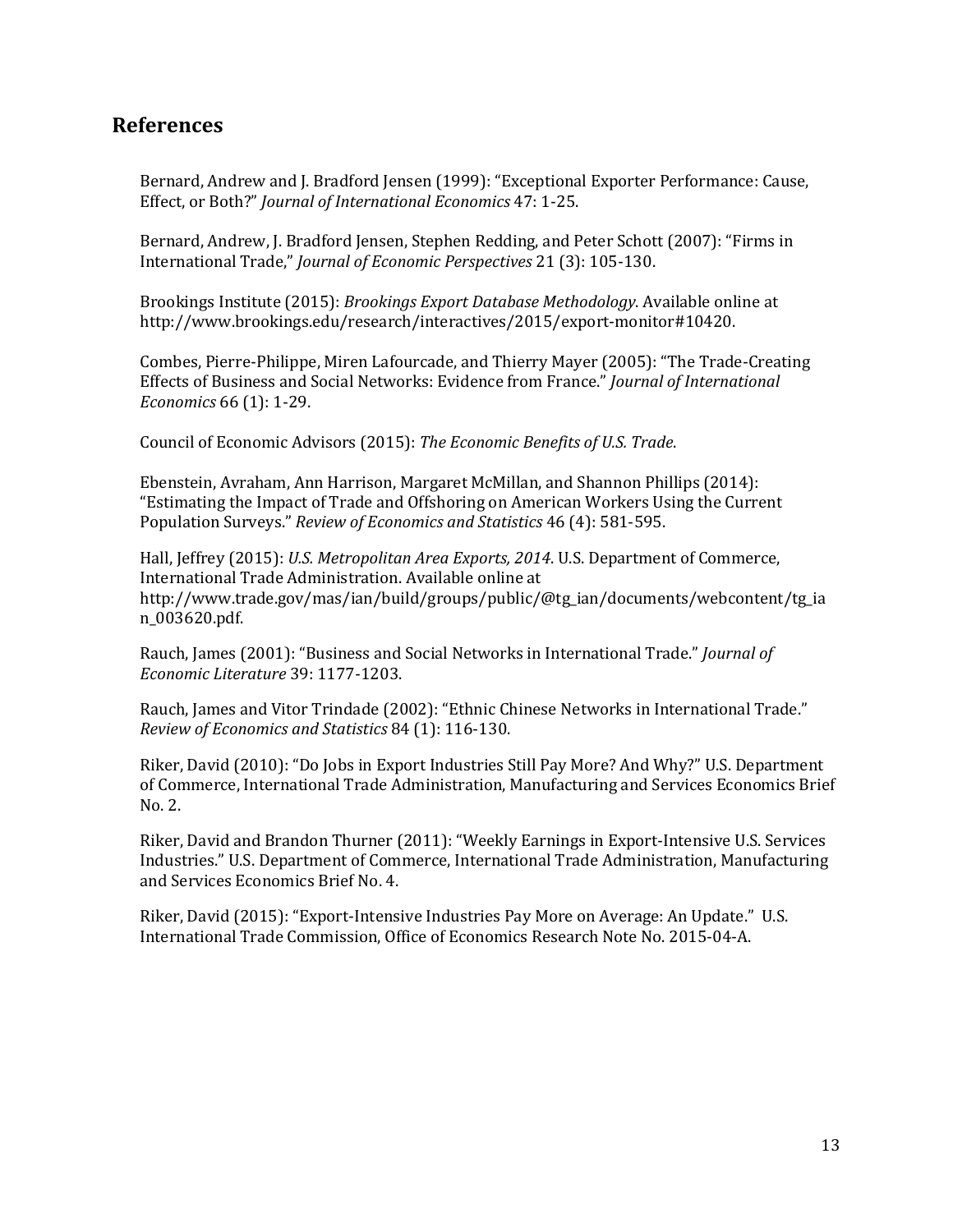## References

Bernard, Andrew and J. Bradford Jensen (1999): "Exceptional Exporter Performance: Cause, Effect, or Both?" *Journal of International Economics* 47: 1-25.

Bernard, Andrew, J. Bradford Jensen, Stephen Redding, and Peter Schott (2007): "Firms in International Trade," *Journal of Economic Perspectives* 21 (3): 105-130.

Brookings Institute (2015): *Brookings Export Database Methodology*. Available online at http://www.brookings.edu/research/interactives/2015/export-monitor#10420.

Combes, Pierre-Philippe, Miren Lafourcade, and Thierry Mayer (2005): "The Trade-Creating Effects of Business and Social Networks: Evidence from France." *Journal of International Economics* 66 (1): 1-29.

Council of Economic Advisors (2015): *The Economic Benefits of U.S. Trade*.

Ebenstein, Avraham, Ann Harrison, Margaret McMillan, and Shannon Phillips (2014): "Estimating the Impact of Trade and Offshoring on American Workers Using the Current Population Surveys." *Review of Economics and Statistics* 46 (4): 581-595.

Hall, Jeffrey (2015): *U.S. Metropolitan Area Exports, 2014*. U.S. Department of Commerce, International Trade Administration. Available online at http://www.trade.gov/mas/ian/build/groups/public/@tg_ian/documents/webcontent/tg_ian_003620.pdf.

Rauch, James (2001): "Business and Social Networks in International Trade." *Journal of Economic Literature* 39: 1177-1203.

Rauch, James and Vitor Trindade (2002): "Ethnic Chinese Networks in International Trade." *Review of Economics and Statistics* 84 (1): 116-130.

Riker, David (2010): "Do Jobs in Export Industries Still Pay More? And Why?" U.S. Department of Commerce, International Trade Administration, Manufacturing and Services Economics Brief No. 2.

Riker, David and Brandon Thurner (2011): "Weekly Earnings in Export-Intensive U.S. Services Industries." U.S. Department of Commerce, International Trade Administration, Manufacturing and Services Economics Brief No. 4.

Riker, David (2015): "Export-Intensive Industries Pay More on Average: An Update." U.S. International Trade Commission, Office of Economics Research Note No. 2015-04-A.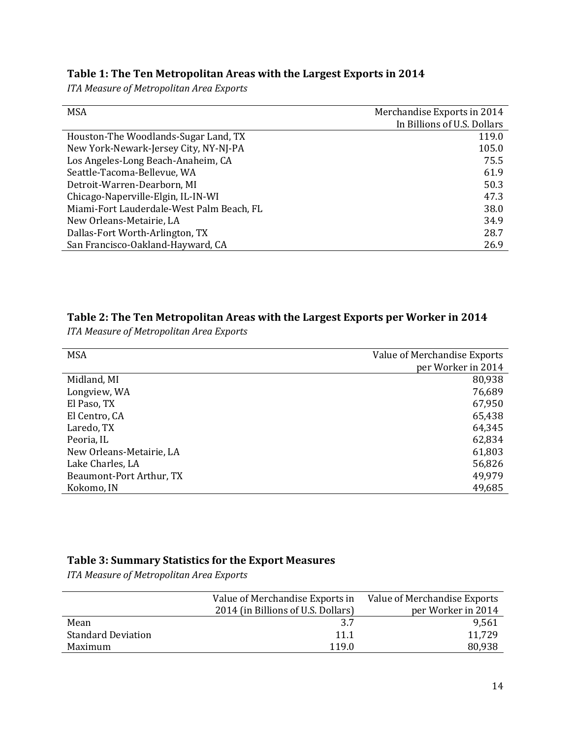**Table 1: The Ten Metropolitan Areas with the Largest Exports in 2014**

*ITA Measure of Metropolitan Area Exports*

| MSA | Merchandise Exports in 2014 In Billions of U.S. Dollars |
|---|---|
| Houston-The Woodlands-Sugar Land, TX | 119.0 |
| New York-Newark-Jersey City, NY-NJ-PA | 105.0 |
| Los Angeles-Long Beach-Anaheim, CA | 75.5 |
| Seattle-Tacoma-Bellevue, WA | 61.9 |
| Detroit-Warren-Dearborn, MI | 50.3 |
| Chicago-Naperville-Elgin, IL-IN-WI | 47.3 |
| Miami-Fort Lauderdale-West Palm Beach, FL | 38.0 |
| New Orleans-Metairie, LA | 34.9 |
| Dallas-Fort Worth-Arlington, TX | 28.7 |
| San Francisco-Oakland-Hayward, CA | 26.9 |

**Table 2: The Ten Metropolitan Areas with the Largest Exports per Worker in 2014**

*ITA Measure of Metropolitan Area Exports*

| MSA | Value of Merchandise Exports per Worker in 2014 |
|---|---|
| Midland, MI | 80,938 |
| Longview, WA | 76,689 |
| El Paso, TX | 67,950 |
| El Centro, CA | 65,438 |
| Laredo, TX | 64,345 |
| Peoria, IL | 62,834 |
| New Orleans-Metairie, LA | 61,803 |
| Lake Charles, LA | 56,826 |
| Beaumont-Port Arthur, TX | 49,979 |
| Kokomo, IN | 49,685 |

**Table 3: Summary Statistics for the Export Measures**

*ITA Measure of Metropolitan Area Exports*

| | Value of Merchandise Exports in 2014 (in Billions of U.S. Dollars) | Value of Merchandise Exports per Worker in 2014 |
|---|---|---|
| Mean | 3.7 | 9,561 |
| Standard Deviation | 11.1 | 11,729 |
| Maximum | 119.0 | 80,938 |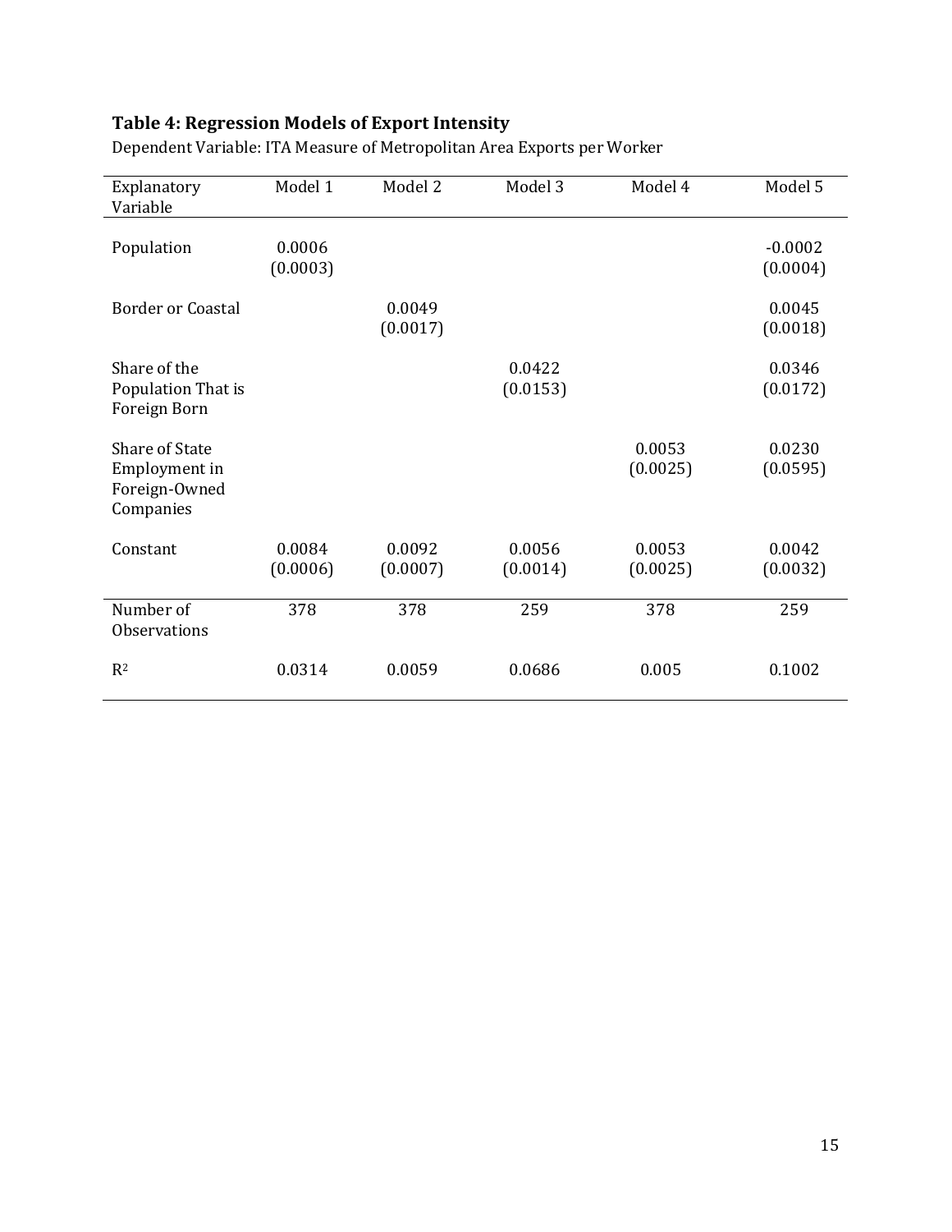**Table 4: Regression Models of Export Intensity**

Dependent Variable: ITA Measure of Metropolitan Area Exports per Worker

| Explanatory Variable | Model 1 | Model 2 | Model 3 | Model 4 | Model 5 |
|---|---|---|---|---|---|
| Population | 0.0006 (0.0003) | | | | -0.0002 (0.0004) |
| Border or Coastal | | 0.0049 (0.0017) | | | 0.0045 (0.0018) |
| Share of the Population That is Foreign Born | | | 0.0422 (0.0153) | | 0.0346 (0.0172) |
| Share of State Employment in Foreign-Owned Companies | | | | 0.0053 (0.0025) | 0.0230 (0.0595) |
| Constant | 0.0084 (0.0006) | 0.0092 (0.0007) | 0.0056 (0.0014) | 0.0053 (0.0025) | 0.0042 (0.0032) |
| Number of Observations | 378 | 378 | 259 | 378 | 259 |
| $R^2$ | 0.0314 | 0.0059 | 0.0686 | 0.005 | 0.1002 |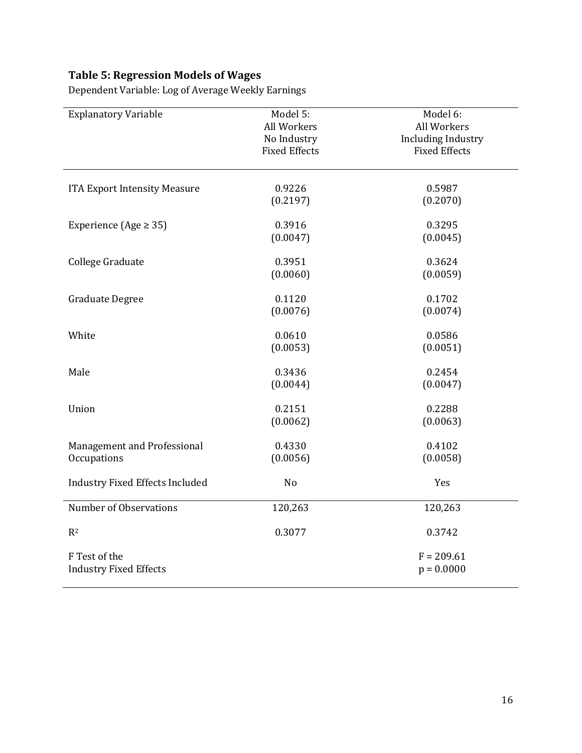**Table 5: Regression Models of Wages**

Dependent Variable: Log of Average Weekly Earnings

| Explanatory Variable | Model 5: All Workers No Industry Fixed Effects | Model 6: All Workers Including Industry Fixed Effects |
|---|---|---|
| ITA Export Intensity Measure | 0.9226 | 0.5987 |
| | (0.2197) | (0.2070) |
| Experience (Age ≥ 35) | 0.3916 | 0.3295 |
| | (0.0047) | (0.0045) |
| College Graduate | 0.3951 | 0.3624 |
| | (0.0060) | (0.0059) |
| Graduate Degree | 0.1120 | 0.1702 |
| | (0.0076) | (0.0074) |
| White | 0.0610 | 0.0586 |
| | (0.0053) | (0.0051) |
| Male | 0.3436 | 0.2454 |
| | (0.0044) | (0.0047) |
| Union | 0.2151 | 0.2288 |
| | (0.0062) | (0.0063) |
| Management and Professional Occupations | 0.4330 | 0.4102 |
| | (0.0056) | (0.0058) |
| Industry Fixed Effects Included | No | Yes |
| Number of Observations | 120,263 | 120,263 |
| $R^2$ | 0.3077 | 0.3742 |
| F Test of the Industry Fixed Effects | | $F = 209.61$ <br> $p = 0.0000$ |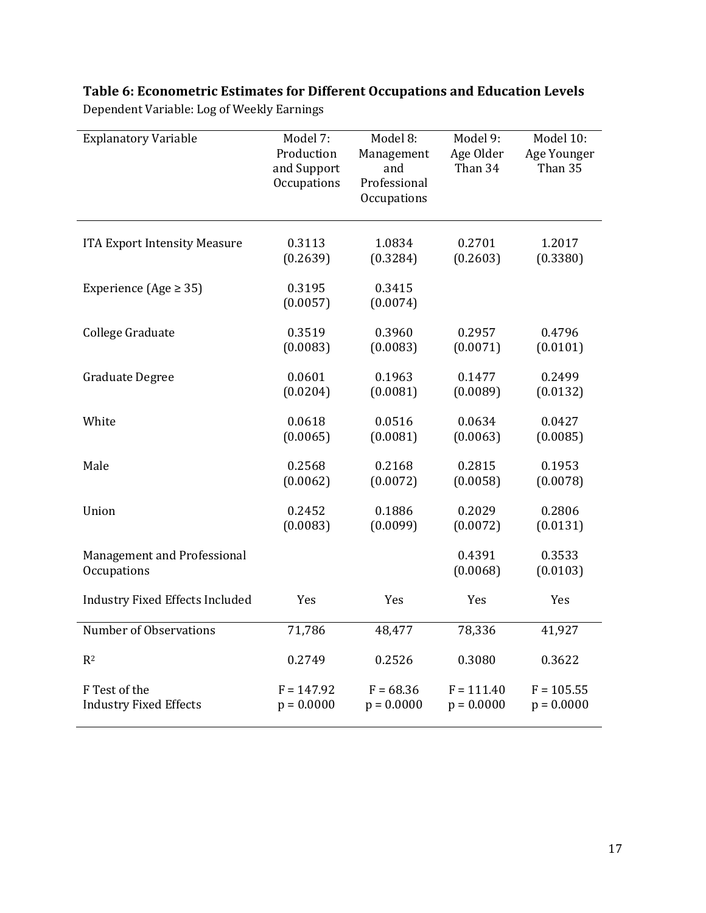**Table 6: Econometric Estimates for Different Occupations and Education Levels**

Dependent Variable: Log of Weekly Earnings

| Explanatory Variable | Model 7: Production and Support Occupations | Model 8: Management and Professional Occupations | Model 9: Age Older Than 34 | Model 10: Age Younger Than 35 |
|---|---|---|---|---|
| ITA Export Intensity Measure | 0.3113<br>(0.2639) | 1.0834<br>(0.3284) | 0.2701<br>(0.2603) | 1.2017<br>(0.3380) |
| Experience (Age ≥ 35) | 0.3195<br>(0.0057) | 0.3415<br>(0.0074) | | |
| College Graduate | 0.3519<br>(0.0083) | 0.3960<br>(0.0083) | 0.2957<br>(0.0071) | 0.4796<br>(0.0101) |
| Graduate Degree | 0.0601<br>(0.0204) | 0.1963<br>(0.0081) | 0.1477<br>(0.0089) | 0.2499<br>(0.0132) |
| White | 0.0618<br>(0.0065) | 0.0516<br>(0.0081) | 0.0634<br>(0.0063) | 0.0427<br>(0.0085) |
| Male | 0.2568<br>(0.0062) | 0.2168<br>(0.0072) | 0.2815<br>(0.0058) | 0.1953<br>(0.0078) |
| Union | 0.2452<br>(0.0083) | 0.1886<br>(0.0099) | 0.2029<br>(0.0072) | 0.2806<br>(0.0131) |
| Management and Professional Occupations | | | 0.4391<br>(0.0068) | 0.3533<br>(0.0103) |
| Industry Fixed Effects Included | Yes | Yes | Yes | Yes |
| Number of Observations | 71,786 | 48,477 | 78,336 | 41,927 |
| $R^2$ | 0.2749 | 0.2526 | 0.3080 | 0.3622 |
| F Test of the Industry Fixed Effects | $F = 147.92$<br>$p = 0.0000$ | $F = 68.36$<br>$p = 0.0000$ | $F = 111.40$<br>$p = 0.0000$ | $F = 105.55$<br>$p = 0.0000$ |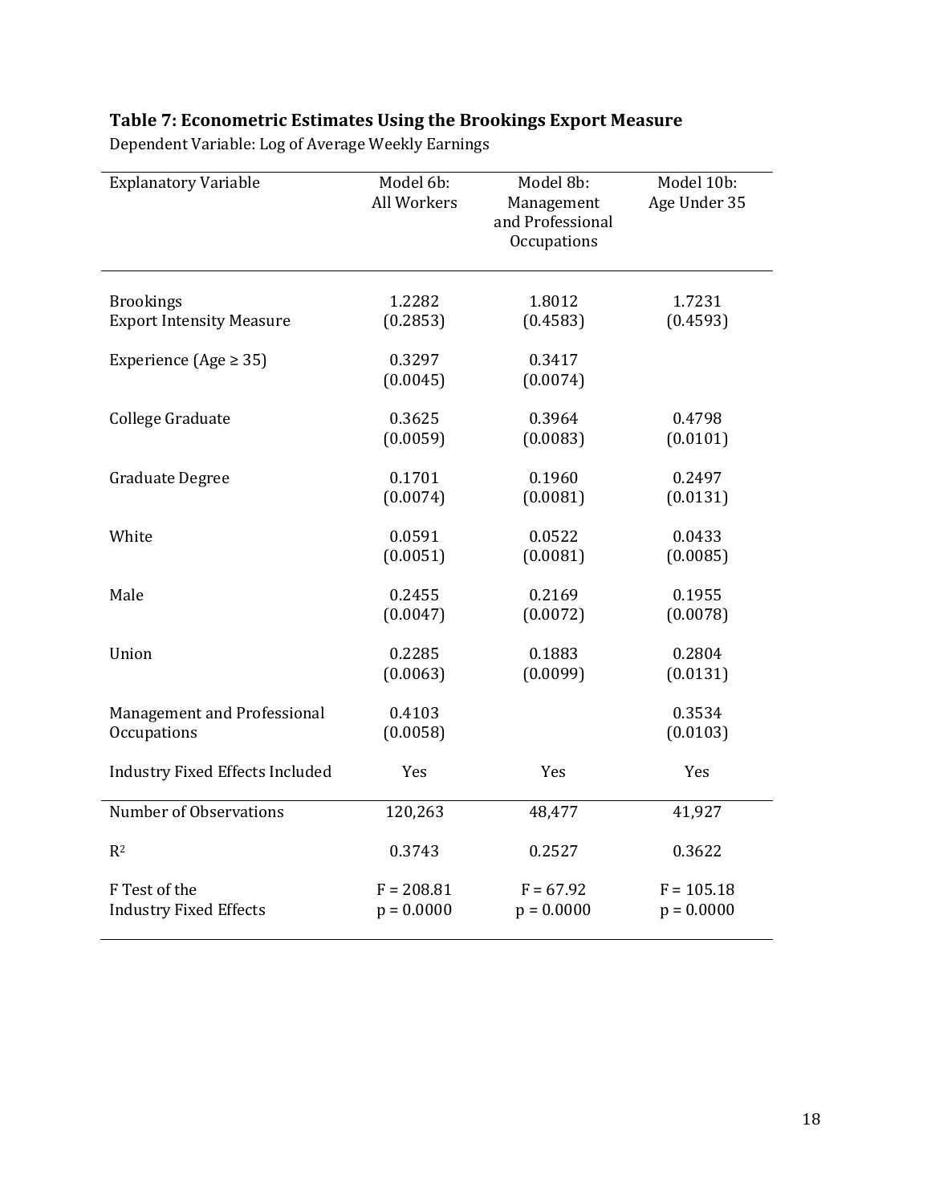**Table 7: Econometric Estimates Using the Brookings Export Measure**

Dependent Variable: Log of Average Weekly Earnings

| Explanatory Variable | Model 6b: All Workers | Model 8b: Management and Professional Occupations | Model 10b: Age Under 35 |
|---|---|---|---|
| Brookings Export Intensity Measure | 1.2282 (0.2853) | 1.8012 (0.4583) | 1.7231 (0.4593) |
| Experience (Age ≥ 35) | 0.3297 (0.0045) | 0.3417 (0.0074) | |
| College Graduate | 0.3625 (0.0059) | 0.3964 (0.0083) | 0.4798 (0.0101) |
| Graduate Degree | 0.1701 (0.0074) | 0.1960 (0.0081) | 0.2497 (0.0131) |
| White | 0.0591 (0.0051) | 0.0522 (0.0081) | 0.0433 (0.0085) |
| Male | 0.2455 (0.0047) | 0.2169 (0.0072) | 0.1955 (0.0078) |
| Union | 0.2285 (0.0063) | 0.1883 (0.0099) | 0.2804 (0.0131) |
| Management and Professional Occupations | 0.4103 (0.0058) | | 0.3534 (0.0103) |
| Industry Fixed Effects Included | Yes | Yes | Yes |
| Number of Observations | 120,263 | 48,477 | 41,927 |
| $R^2$ | 0.3743 | 0.2527 | 0.3622 |
| F Test of the Industry Fixed Effects | F = 208.81, p = 0.0000 | F = 67.92, p = 0.0000 | F = 105.18, p = 0.0000 |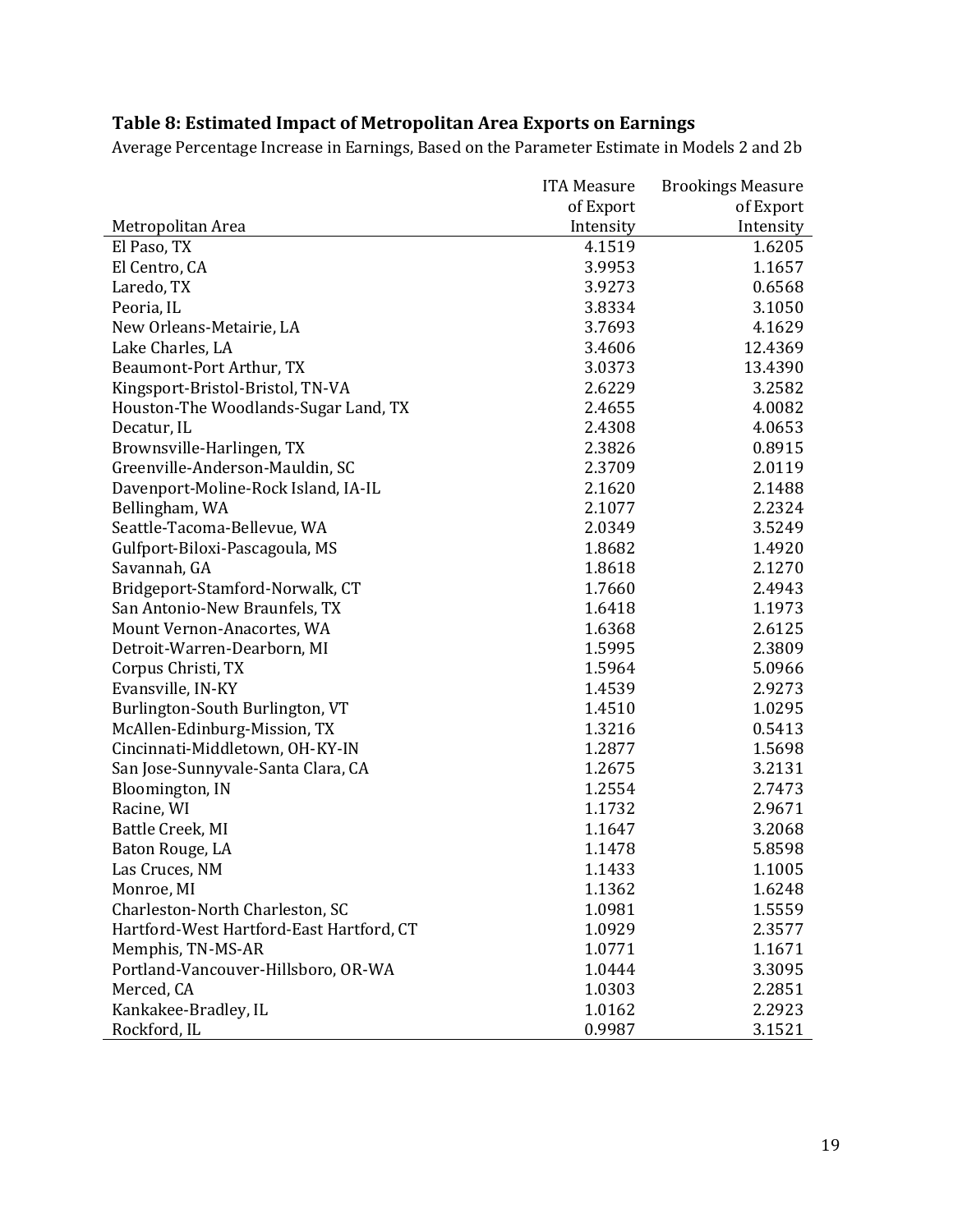**Table 8: Estimated Impact of Metropolitan Area Exports on Earnings**

Average Percentage Increase in Earnings, Based on the Parameter Estimate in Models 2 and 2b

| Metropolitan Area | ITA Measure of Export Intensity | Brookings Measure of Export Intensity |
|---|---|---|
| El Paso, TX | 4.1519 | 1.6205 |
| El Centro, CA | 3.9953 | 1.1657 |
| Laredo, TX | 3.9273 | 0.6568 |
| Peoria, IL | 3.8334 | 3.1050 |
| New Orleans-Metairie, LA | 3.7693 | 4.1629 |
| Lake Charles, LA | 3.4606 | 12.4369 |
| Beaumont-Port Arthur, TX | 3.0373 | 13.4390 |
| Kingsport-Bristol-Bristol, TN-VA | 2.6229 | 3.2582 |
| Houston-The Woodlands-Sugar Land, TX | 2.4655 | 4.0082 |
| Decatur, IL | 2.4308 | 4.0653 |
| Brownsville-Harlingen, TX | 2.3826 | 0.8915 |
| Greenville-Anderson-Mauldin, SC | 2.3709 | 2.0119 |
| Davenport-Moline-Rock Island, IA-IL | 2.1620 | 2.1488 |
| Bellingham, WA | 2.1077 | 2.2324 |
| Seattle-Tacoma-Bellevue, WA | 2.0349 | 3.5249 |
| Gulfport-Biloxi-Pascagoula, MS | 1.8682 | 1.4920 |
| Savannah, GA | 1.8618 | 2.1270 |
| Bridgeport-Stamford-Norwalk, CT | 1.7660 | 2.4943 |
| San Antonio-New Braunfels, TX | 1.6418 | 1.1973 |
| Mount Vernon-Anacortes, WA | 1.6368 | 2.6125 |
| Detroit-Warren-Dearborn, MI | 1.5995 | 2.3809 |
| Corpus Christi, TX | 1.5964 | 5.0966 |
| Evansville, IN-KY | 1.4539 | 2.9273 |
| Burlington-South Burlington, VT | 1.4510 | 1.0295 |
| McAllen-Edinburg-Mission, TX | 1.3216 | 0.5413 |
| Cincinnati-Middletown, OH-KY-IN | 1.2877 | 1.5698 |
| San Jose-Sunnyvale-Santa Clara, CA | 1.2675 | 3.2131 |
| Bloomington, IN | 1.2554 | 2.7473 |
| Racine, WI | 1.1732 | 2.9671 |
| Battle Creek, MI | 1.1647 | 3.2068 |
| Baton Rouge, LA | 1.1478 | 5.8598 |
| Las Cruces, NM | 1.1433 | 1.1005 |
| Monroe, MI | 1.1362 | 1.6248 |
| Charleston-North Charleston, SC | 1.0981 | 1.5559 |
| Hartford-West Hartford-East Hartford, CT | 1.0929 | 2.3577 |
| Memphis, TN-MS-AR | 1.0771 | 1.1671 |
| Portland-Vancouver-Hillsboro, OR-WA | 1.0444 | 3.3095 |
| Merced, CA | 1.0303 | 2.2851 |
| Kankakee-Bradley, IL | 1.0162 | 2.2923 |
| Rockford, IL | 0.9987 | 3.1521 |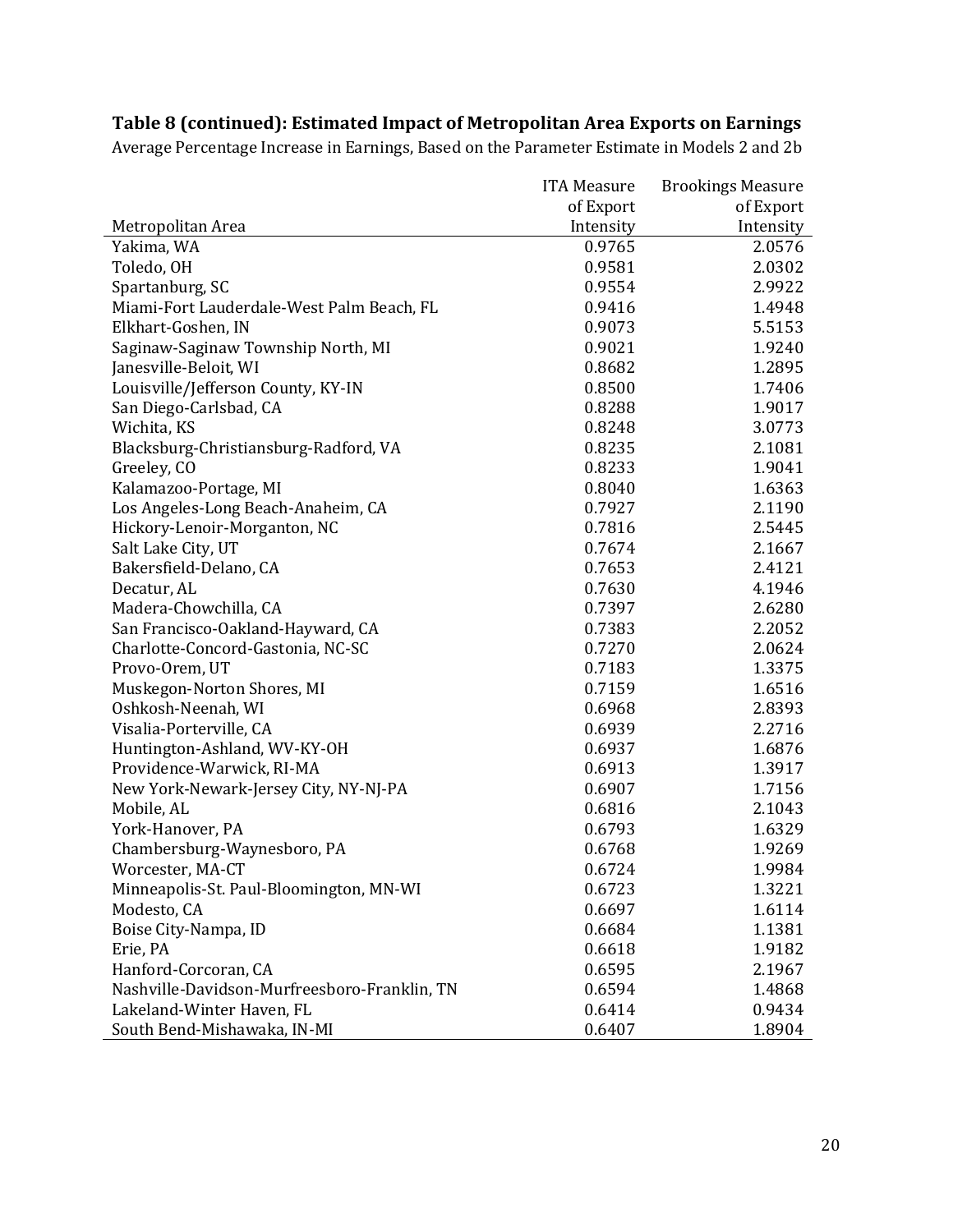**Table 8 (continued): Estimated Impact of Metropolitan Area Exports on Earnings**

Average Percentage Increase in Earnings, Based on the Parameter Estimate in Models 2 and 2b

| Metropolitan Area | ITA Measure of Export Intensity | Brookings Measure of Export Intensity |
|---|---|---|
| Yakima, WA | 0.9765 | 2.0576 |
| Toledo, OH | 0.9581 | 2.0302 |
| Spartanburg, SC | 0.9554 | 2.9922 |
| Miami-Fort Lauderdale-West Palm Beach, FL | 0.9416 | 1.4948 |
| Elkhart-Goshen, IN | 0.9073 | 5.5153 |
| Saginaw-Saginaw Township North, MI | 0.9021 | 1.9240 |
| Janesville-Beloit, WI | 0.8682 | 1.2895 |
| Louisville/Jefferson County, KY-IN | 0.8500 | 1.7406 |
| San Diego-Carlsbad, CA | 0.8288 | 1.9017 |
| Wichita, KS | 0.8248 | 3.0773 |
| Blacksburg-Christiansburg-Radford, VA | 0.8235 | 2.1081 |
| Greeley, CO | 0.8233 | 1.9041 |
| Kalamazoo-Portage, MI | 0.8040 | 1.6363 |
| Los Angeles-Long Beach-Anaheim, CA | 0.7927 | 2.1190 |
| Hickory-Lenoir-Morganton, NC | 0.7816 | 2.5445 |
| Salt Lake City, UT | 0.7674 | 2.1667 |
| Bakersfield-Delano, CA | 0.7653 | 2.4121 |
| Decatur, AL | 0.7630 | 4.1946 |
| Madera-Chowchilla, CA | 0.7397 | 2.6280 |
| San Francisco-Oakland-Hayward, CA | 0.7383 | 2.2052 |
| Charlotte-Concord-Gastonia, NC-SC | 0.7270 | 2.0624 |
| Provo-Orem, UT | 0.7183 | 1.3375 |
| Muskegon-Norton Shores, MI | 0.7159 | 1.6516 |
| Oshkosh-Neenah, WI | 0.6968 | 2.8393 |
| Visalia-Porterville, CA | 0.6939 | 2.2716 |
| Huntington-Ashland, WV-KY-OH | 0.6937 | 1.6876 |
| Providence-Warwick, RI-MA | 0.6913 | 1.3917 |
| New York-Newark-Jersey City, NY-NJ-PA | 0.6907 | 1.7156 |
| Mobile, AL | 0.6816 | 2.1043 |
| York-Hanover, PA | 0.6793 | 1.6329 |
| Chambersburg-Waynesboro, PA | 0.6768 | 1.9269 |
| Worcester, MA-CT | 0.6724 | 1.9984 |
| Minneapolis-St. Paul-Bloomington, MN-WI | 0.6723 | 1.3221 |
| Modesto, CA | 0.6697 | 1.6114 |
| Boise City-Nampa, ID | 0.6684 | 1.1381 |
| Erie, PA | 0.6618 | 1.9182 |
| Hanford-Corcoran, CA | 0.6595 | 2.1967 |
| Nashville-Davidson-Murfreesboro-Franklin, TN | 0.6594 | 1.4868 |
| Lakeland-Winter Haven, FL | 0.6414 | 0.9434 |
| South Bend-Mishawaka, IN-MI | 0.6407 | 1.8904 |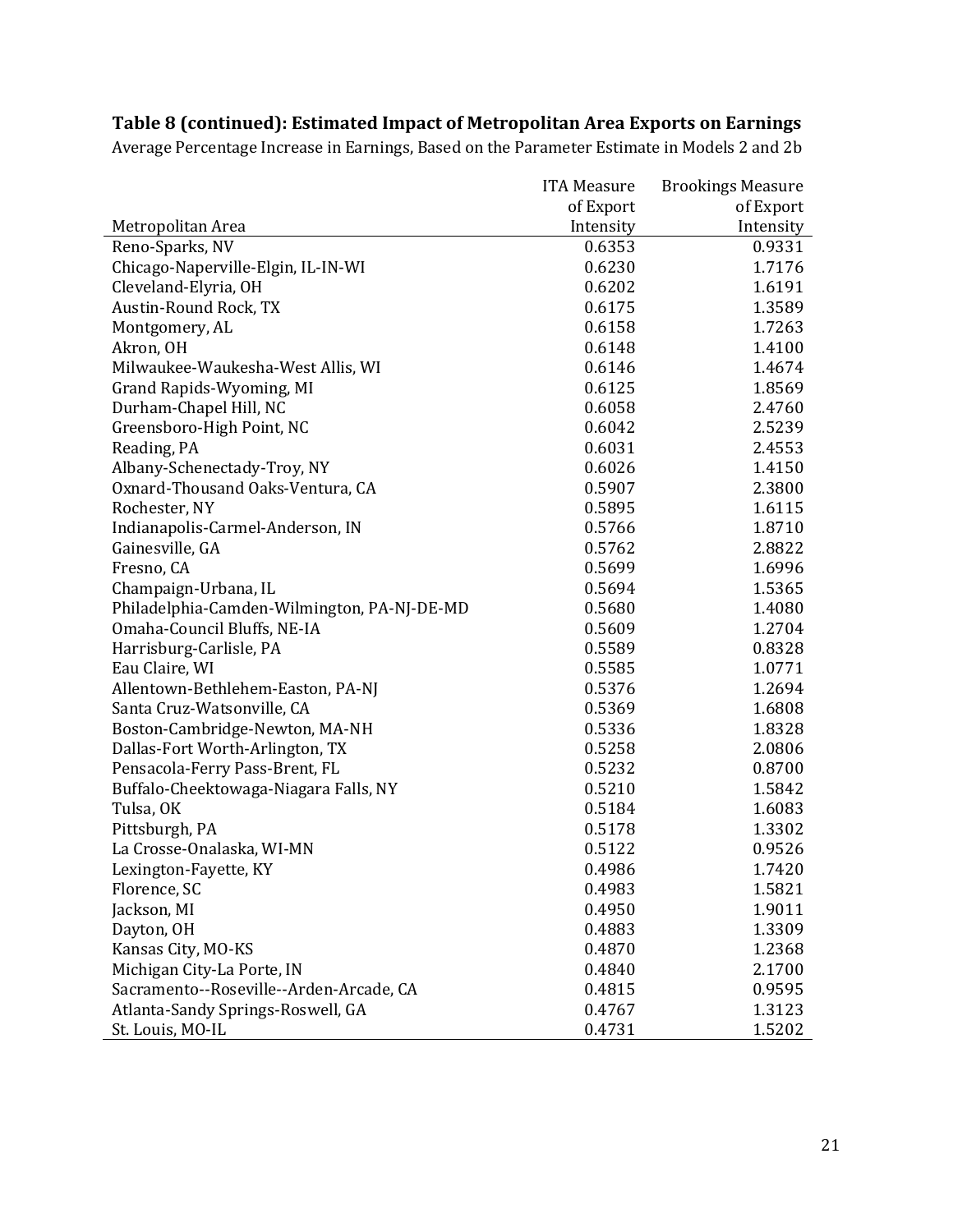**Table 8 (continued): Estimated Impact of Metropolitan Area Exports on Earnings**

Average Percentage Increase in Earnings, Based on the Parameter Estimate in Models 2 and 2b

| Metropolitan Area | ITA Measure of Export Intensity | Brookings Measure of Export Intensity |
|---|---|---|
| Reno-Sparks, NV | 0.6353 | 0.9331 |
| Chicago-Naperville-Elgin, IL-IN-WI | 0.6230 | 1.7176 |
| Cleveland-Elyria, OH | 0.6202 | 1.6191 |
| Austin-Round Rock, TX | 0.6175 | 1.3589 |
| Montgomery, AL | 0.6158 | 1.7263 |
| Akron, OH | 0.6148 | 1.4100 |
| Milwaukee-Waukesha-West Allis, WI | 0.6146 | 1.4674 |
| Grand Rapids-Wyoming, MI | 0.6125 | 1.8569 |
| Durham-Chapel Hill, NC | 0.6058 | 2.4760 |
| Greensboro-High Point, NC | 0.6042 | 2.5239 |
| Reading, PA | 0.6031 | 2.4553 |
| Albany-Schenectady-Troy, NY | 0.6026 | 1.4150 |
| Oxnard-Thousand Oaks-Ventura, CA | 0.5907 | 2.3800 |
| Rochester, NY | 0.5895 | 1.6115 |
| Indianapolis-Carmel-Anderson, IN | 0.5766 | 1.8710 |
| Gainesville, GA | 0.5762 | 2.8822 |
| Fresno, CA | 0.5699 | 1.6996 |
| Champaign-Urbana, IL | 0.5694 | 1.5365 |
| Philadelphia-Camden-Wilmington, PA-NJ-DE-MD | 0.5680 | 1.4080 |
| Omaha-Council Bluffs, NE-IA | 0.5609 | 1.2704 |
| Harrisburg-Carlisle, PA | 0.5589 | 0.8328 |
| Eau Claire, WI | 0.5585 | 1.0771 |
| Allentown-Bethlehem-Easton, PA-NJ | 0.5376 | 1.2694 |
| Santa Cruz-Watsonville, CA | 0.5369 | 1.6808 |
| Boston-Cambridge-Newton, MA-NH | 0.5336 | 1.8328 |
| Dallas-Fort Worth-Arlington, TX | 0.5258 | 2.0806 |
| Pensacola-Ferry Pass-Brent, FL | 0.5232 | 0.8700 |
| Buffalo-Cheektowaga-Niagara Falls, NY | 0.5210 | 1.5842 |
| Tulsa, OK | 0.5184 | 1.6083 |
| Pittsburgh, PA | 0.5178 | 1.3302 |
| La Crosse-Onalaska, WI-MN | 0.5122 | 0.9526 |
| Lexington-Fayette, KY | 0.4986 | 1.7420 |
| Florence, SC | 0.4983 | 1.5821 |
| Jackson, MI | 0.4950 | 1.9011 |
| Dayton, OH | 0.4883 | 1.3309 |
| Kansas City, MO-KS | 0.4870 | 1.2368 |
| Michigan City-La Porte, IN | 0.4840 | 2.1700 |
| Sacramento--Roseville--Arden-Arcade, CA | 0.4815 | 0.9595 |
| Atlanta-Sandy Springs-Roswell, GA | 0.4767 | 1.3123 |
| St. Louis, MO-IL | 0.4731 | 1.5202 |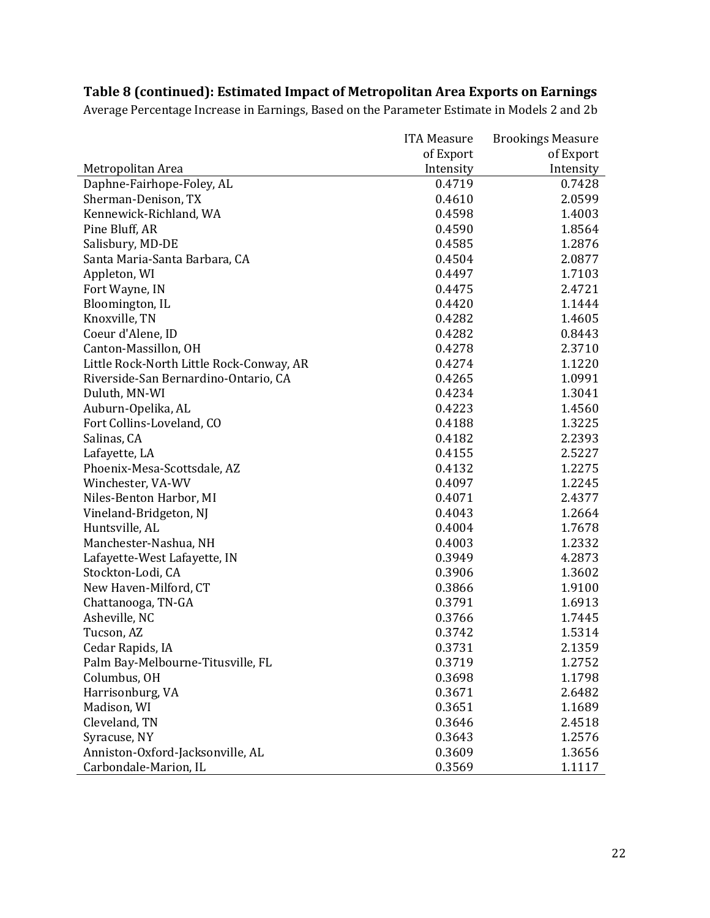**Table 8 (continued): Estimated Impact of Metropolitan Area Exports on Earnings**

Average Percentage Increase in Earnings, Based on the Parameter Estimate in Models 2 and 2b

| Metropolitan Area | ITA Measure of Export Intensity | Brookings Measure of Export Intensity |
|---|---|---|
| Daphne-Fairhope-Foley, AL | 0.4719 | 0.7428 |
| Sherman-Denison, TX | 0.4610 | 2.0599 |
| Kennewick-Richland, WA | 0.4598 | 1.4003 |
| Pine Bluff, AR | 0.4590 | 1.8564 |
| Salisbury, MD-DE | 0.4585 | 1.2876 |
| Santa Maria-Santa Barbara, CA | 0.4504 | 2.0877 |
| Appleton, WI | 0.4497 | 1.7103 |
| Fort Wayne, IN | 0.4475 | 2.4721 |
| Bloomington, IL | 0.4420 | 1.1444 |
| Knoxville, TN | 0.4282 | 1.4605 |
| Coeur d'Alene, ID | 0.4282 | 0.8443 |
| Canton-Massillon, OH | 0.4278 | 2.3710 |
| Little Rock-North Little Rock-Conway, AR | 0.4274 | 1.1220 |
| Riverside-San Bernardino-Ontario, CA | 0.4265 | 1.0991 |
| Duluth, MN-WI | 0.4234 | 1.3041 |
| Auburn-Opelika, AL | 0.4223 | 1.4560 |
| Fort Collins-Loveland, CO | 0.4188 | 1.3225 |
| Salinas, CA | 0.4182 | 2.2393 |
| Lafayette, LA | 0.4155 | 2.5227 |
| Phoenix-Mesa-Scottsdale, AZ | 0.4132 | 1.2275 |
| Winchester, VA-WV | 0.4097 | 1.2245 |
| Niles-Benton Harbor, MI | 0.4071 | 2.4377 |
| Vineland-Bridgeton, NJ | 0.4043 | 1.2664 |
| Huntsville, AL | 0.4004 | 1.7678 |
| Manchester-Nashua, NH | 0.4003 | 1.2332 |
| Lafayette-West Lafayette, IN | 0.3949 | 4.2873 |
| Stockton-Lodi, CA | 0.3906 | 1.3602 |
| New Haven-Milford, CT | 0.3866 | 1.9100 |
| Chattanooga, TN-GA | 0.3791 | 1.6913 |
| Asheville, NC | 0.3766 | 1.7445 |
| Tucson, AZ | 0.3742 | 1.5314 |
| Cedar Rapids, IA | 0.3731 | 2.1359 |
| Palm Bay-Melbourne-Titusville, FL | 0.3719 | 1.2752 |
| Columbus, OH | 0.3698 | 1.1798 |
| Harrisonburg, VA | 0.3671 | 2.6482 |
| Madison, WI | 0.3651 | 1.1689 |
| Cleveland, TN | 0.3646 | 2.4518 |
| Syracuse, NY | 0.3643 | 1.2576 |
| Anniston-Oxford-Jacksonville, AL | 0.3609 | 1.3656 |
| Carbondale-Marion, IL | 0.3569 | 1.1117 |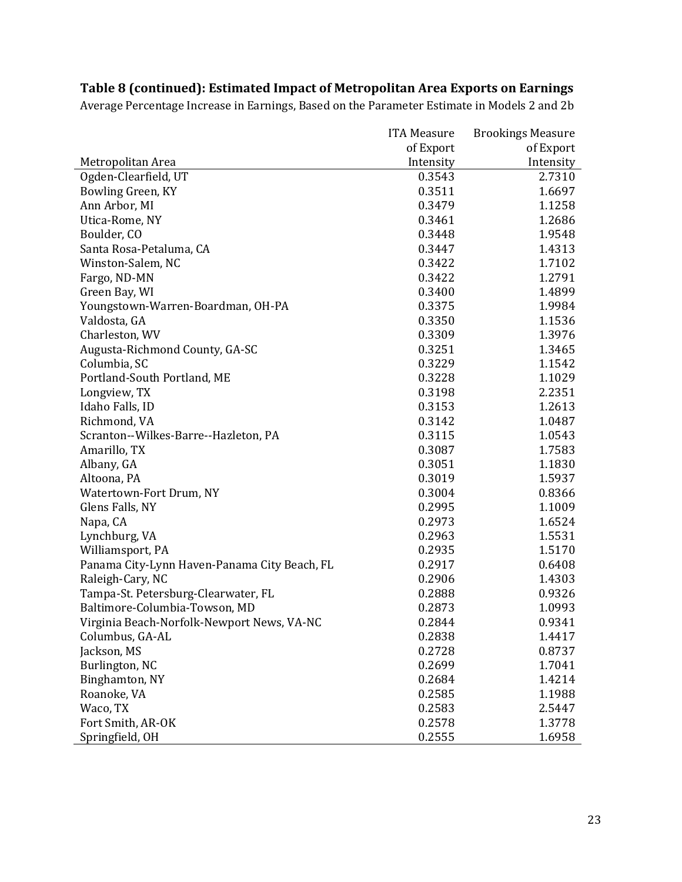**Table 8 (continued): Estimated Impact of Metropolitan Area Exports on Earnings**

Average Percentage Increase in Earnings, Based on the Parameter Estimate in Models 2 and 2b

| Metropolitan Area | ITA Measure of Export Intensity | Brookings Measure of Export Intensity |
|---|---|---|
| Ogden-Clearfield, UT | 0.3543 | 2.7310 |
| Bowling Green, KY | 0.3511 | 1.6697 |
| Ann Arbor, MI | 0.3479 | 1.1258 |
| Utica-Rome, NY | 0.3461 | 1.2686 |
| Boulder, CO | 0.3448 | 1.9548 |
| Santa Rosa-Petaluma, CA | 0.3447 | 1.4313 |
| Winston-Salem, NC | 0.3422 | 1.7102 |
| Fargo, ND-MN | 0.3422 | 1.2791 |
| Green Bay, WI | 0.3400 | 1.4899 |
| Youngstown-Warren-Boardman, OH-PA | 0.3375 | 1.9984 |
| Valdosta, GA | 0.3350 | 1.1536 |
| Charleston, WV | 0.3309 | 1.3976 |
| Augusta-Richmond County, GA-SC | 0.3251 | 1.3465 |
| Columbia, SC | 0.3229 | 1.1542 |
| Portland-South Portland, ME | 0.3228 | 1.1029 |
| Longview, TX | 0.3198 | 2.2351 |
| Idaho Falls, ID | 0.3153 | 1.2613 |
| Richmond, VA | 0.3142 | 1.0487 |
| Scranton--Wilkes-Barre--Hazleton, PA | 0.3115 | 1.0543 |
| Amarillo, TX | 0.3087 | 1.7583 |
| Albany, GA | 0.3051 | 1.1830 |
| Altoona, PA | 0.3019 | 1.5937 |
| Watertown-Fort Drum, NY | 0.3004 | 0.8366 |
| Glens Falls, NY | 0.2995 | 1.1009 |
| Napa, CA | 0.2973 | 1.6524 |
| Lynchburg, VA | 0.2963 | 1.5531 |
| Williamsport, PA | 0.2935 | 1.5170 |
| Panama City-Lynn Haven-Panama City Beach, FL | 0.2917 | 0.6408 |
| Raleigh-Cary, NC | 0.2906 | 1.4303 |
| Tampa-St. Petersburg-Clearwater, FL | 0.2888 | 0.9326 |
| Baltimore-Columbia-Towson, MD | 0.2873 | 1.0993 |
| Virginia Beach-Norfolk-Newport News, VA-NC | 0.2844 | 0.9341 |
| Columbus, GA-AL | 0.2838 | 1.4417 |
| Jackson, MS | 0.2728 | 0.8737 |
| Burlington, NC | 0.2699 | 1.7041 |
| Binghamton, NY | 0.2684 | 1.4214 |
| Roanoke, VA | 0.2585 | 1.1988 |
| Waco, TX | 0.2583 | 2.5447 |
| Fort Smith, AR-OK | 0.2578 | 1.3778 |
| Springfield, OH | 0.2555 | 1.6958 |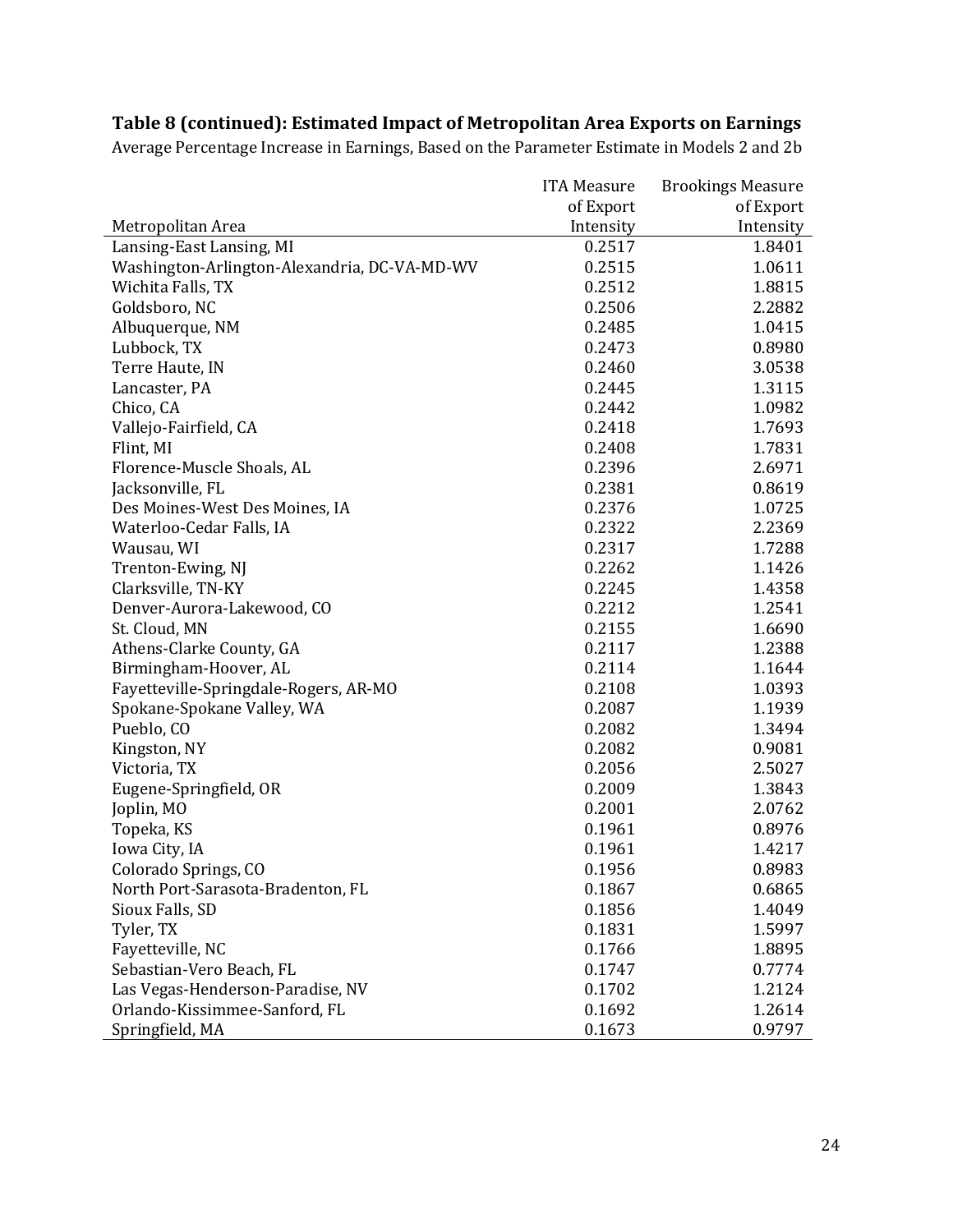**Table 8 (continued): Estimated Impact of Metropolitan Area Exports on Earnings**

Average Percentage Increase in Earnings, Based on the Parameter Estimate in Models 2 and 2b

| Metropolitan Area | ITA Measure of Export Intensity | Brookings Measure of Export Intensity |
|---|---|---|
| Lansing-East Lansing, MI | 0.2517 | 1.8401 |
| Washington-Arlington-Alexandria, DC-VA-MD-WV | 0.2515 | 1.0611 |
| Wichita Falls, TX | 0.2512 | 1.8815 |
| Goldsboro, NC | 0.2506 | 2.2882 |
| Albuquerque, NM | 0.2485 | 1.0415 |
| Lubbock, TX | 0.2473 | 0.8980 |
| Terre Haute, IN | 0.2460 | 3.0538 |
| Lancaster, PA | 0.2445 | 1.3115 |
| Chico, CA | 0.2442 | 1.0982 |
| Vallejo-Fairfield, CA | 0.2418 | 1.7693 |
| Flint, MI | 0.2408 | 1.7831 |
| Florence-Muscle Shoals, AL | 0.2396 | 2.6971 |
| Jacksonville, FL | 0.2381 | 0.8619 |
| Des Moines-West Des Moines, IA | 0.2376 | 1.0725 |
| Waterloo-Cedar Falls, IA | 0.2322 | 2.2369 |
| Wausau, WI | 0.2317 | 1.7288 |
| Trenton-Ewing, NJ | 0.2262 | 1.1426 |
| Clarksville, TN-KY | 0.2245 | 1.4358 |
| Denver-Aurora-Lakewood, CO | 0.2212 | 1.2541 |
| St. Cloud, MN | 0.2155 | 1.6690 |
| Athens-Clarke County, GA | 0.2117 | 1.2388 |
| Birmingham-Hoover, AL | 0.2114 | 1.1644 |
| Fayetteville-Springdale-Rogers, AR-MO | 0.2108 | 1.0393 |
| Spokane-Spokane Valley, WA | 0.2087 | 1.1939 |
| Pueblo, CO | 0.2082 | 1.3494 |
| Kingston, NY | 0.2082 | 0.9081 |
| Victoria, TX | 0.2056 | 2.5027 |
| Eugene-Springfield, OR | 0.2009 | 1.3843 |
| Joplin, MO | 0.2001 | 2.0762 |
| Topeka, KS | 0.1961 | 0.8976 |
| Iowa City, IA | 0.1961 | 1.4217 |
| Colorado Springs, CO | 0.1956 | 0.8983 |
| North Port-Sarasota-Bradenton, FL | 0.1867 | 0.6865 |
| Sioux Falls, SD | 0.1856 | 1.4049 |
| Tyler, TX | 0.1831 | 1.5997 |
| Fayetteville, NC | 0.1766 | 1.8895 |
| Sebastian-Vero Beach, FL | 0.1747 | 0.7774 |
| Las Vegas-Henderson-Paradise, NV | 0.1702 | 1.2124 |
| Orlando-Kissimmee-Sanford, FL | 0.1692 | 1.2614 |
| Springfield, MA | 0.1673 | 0.9797 |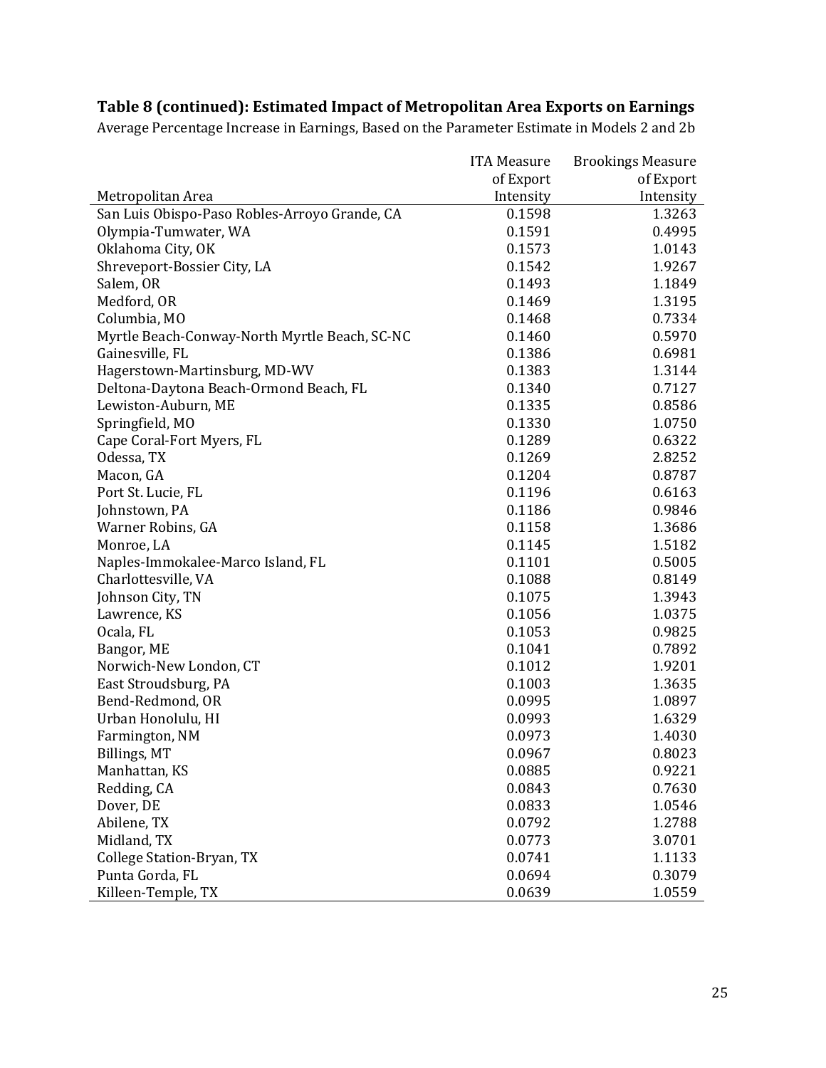**Table 8 (continued): Estimated Impact of Metropolitan Area Exports on Earnings**

Average Percentage Increase in Earnings, Based on the Parameter Estimate in Models 2 and 2b

| Metropolitan Area | ITA Measure of Export Intensity | Brookings Measure of Export Intensity |
|---|---|---|
| San Luis Obispo-Paso Robles-Arroyo Grande, CA | 0.1598 | 1.3263 |
| Olympia-Tumwater, WA | 0.1591 | 0.4995 |
| Oklahoma City, OK | 0.1573 | 1.0143 |
| Shreveport-Bossier City, LA | 0.1542 | 1.9267 |
| Salem, OR | 0.1493 | 1.1849 |
| Medford, OR | 0.1469 | 1.3195 |
| Columbia, MO | 0.1468 | 0.7334 |
| Myrtle Beach-Conway-North Myrtle Beach, SC-NC | 0.1460 | 0.5970 |
| Gainesville, FL | 0.1386 | 0.6981 |
| Hagerstown-Martinsburg, MD-WV | 0.1383 | 1.3144 |
| Deltona-Daytona Beach-Ormond Beach, FL | 0.1340 | 0.7127 |
| Lewiston-Auburn, ME | 0.1335 | 0.8586 |
| Springfield, MO | 0.1330 | 1.0750 |
| Cape Coral-Fort Myers, FL | 0.1289 | 0.6322 |
| Odessa, TX | 0.1269 | 2.8252 |
| Macon, GA | 0.1204 | 0.8787 |
| Port St. Lucie, FL | 0.1196 | 0.6163 |
| Johnstown, PA | 0.1186 | 0.9846 |
| Warner Robins, GA | 0.1158 | 1.3686 |
| Monroe, LA | 0.1145 | 1.5182 |
| Naples-Immokalee-Marco Island, FL | 0.1101 | 0.5005 |
| Charlottesville, VA | 0.1088 | 0.8149 |
| Johnson City, TN | 0.1075 | 1.3943 |
| Lawrence, KS | 0.1056 | 1.0375 |
| Ocala, FL | 0.1053 | 0.9825 |
| Bangor, ME | 0.1041 | 0.7892 |
| Norwich-New London, CT | 0.1012 | 1.9201 |
| East Stroudsburg, PA | 0.1003 | 1.3635 |
| Bend-Redmond, OR | 0.0995 | 1.0897 |
| Urban Honolulu, HI | 0.0993 | 1.6329 |
| Farmington, NM | 0.0973 | 1.4030 |
| Billings, MT | 0.0967 | 0.8023 |
| Manhattan, KS | 0.0885 | 0.9221 |
| Redding, CA | 0.0843 | 0.7630 |
| Dover, DE | 0.0833 | 1.0546 |
| Abilene, TX | 0.0792 | 1.2788 |
| Midland, TX | 0.0773 | 3.0701 |
| College Station-Bryan, TX | 0.0741 | 1.1133 |
| Punta Gorda, FL | 0.0694 | 0.3079 |
| Killeen-Temple, TX | 0.0639 | 1.0559 |